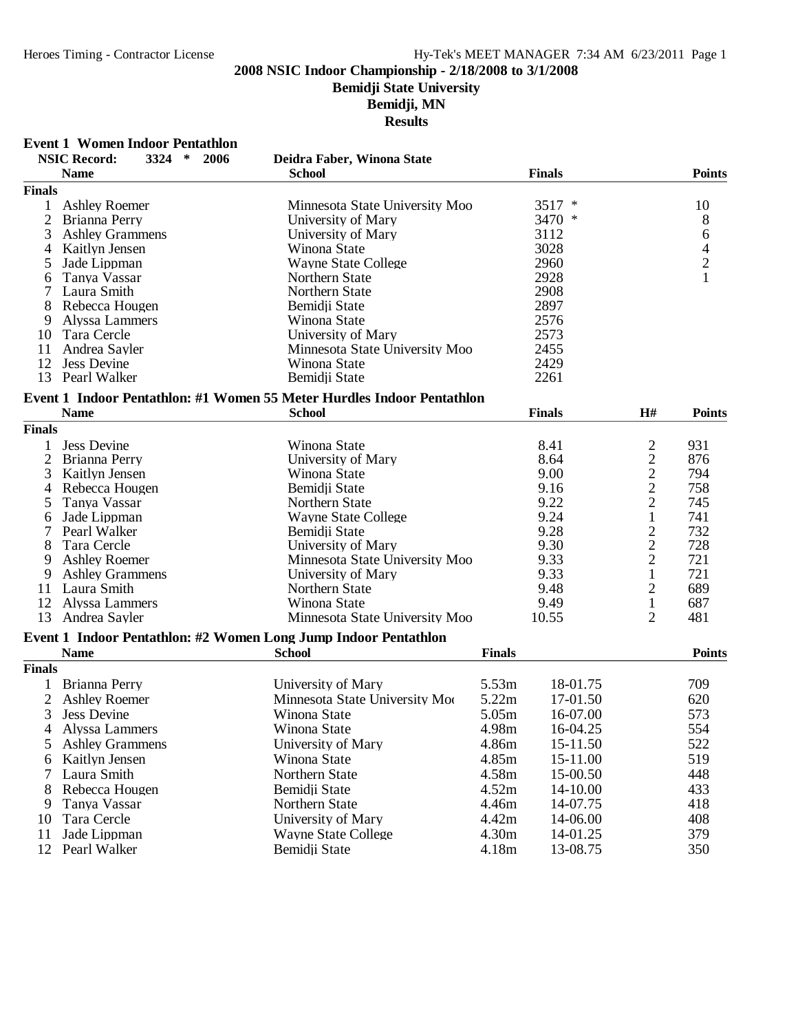**2008 NSIC Indoor Championship - 2/18/2008 to 3/1/2008**

**Bemidji State University**

**Bemidji, MN**

**Results**

### Event 1 Women Indoor Pentathlon

NSIC Record: 3324 * 2006 Deidra Faber, Winona State

| | Name | School | Finals | Points |
|---|---|---|---|---|
| **Finals** | | | | |
| 1 | Ashley Roemer | Minnesota State University Moo | 3517 * | 10 |
| 2 | Brianna Perry | University of Mary | 3470 * | 8 |
| 3 | Ashley Grammens | University of Mary | 3112 | 6 |
| 4 | Kaitlyn Jensen | Winona State | 3028 | 4 |
| 5 | Jade Lippman | Wayne State College | 2960 | 2 |
| 6 | Tanya Vassar | Northern State | 2928 | 1 |
| 7 | Laura Smith | Northern State | 2908 | |
| 8 | Rebecca Hougen | Bemidji State | 2897 | |
| 9 | Alyssa Lammers | Winona State | 2576 | |
| 10 | Tara Cercle | University of Mary | 2573 | |
| 11 | Andrea Sayler | Minnesota State University Moo | 2455 | |
| 12 | Jess Devine | Winona State | 2429 | |
| 13 | Pearl Walker | Bemidji State | 2261 | |

### Event 1 Indoor Pentathlon: #1 Women 55 Meter Hurdles Indoor Pentathlon

| | Name | School | Finals | H# | Points |
|---|---|---|---|---|---|
| **Finals** | | | | | |
| 1 | Jess Devine | Winona State | 8.41 | 2 | 931 |
| 2 | Brianna Perry | University of Mary | 8.64 | 2 | 876 |
| 3 | Kaitlyn Jensen | Winona State | 9.00 | 2 | 794 |
| 4 | Rebecca Hougen | Bemidji State | 9.16 | 2 | 758 |
| 5 | Tanya Vassar | Northern State | 9.22 | 2 | 745 |
| 6 | Jade Lippman | Wayne State College | 9.24 | 1 | 741 |
| 7 | Pearl Walker | Bemidji State | 9.28 | 2 | 732 |
| 8 | Tara Cercle | University of Mary | 9.30 | 2 | 728 |
| 9 | Ashley Roemer | Minnesota State University Moo | 9.33 | 2 | 721 |
| 9 | Ashley Grammens | University of Mary | 9.33 | 1 | 721 |
| 11 | Laura Smith | Northern State | 9.48 | 2 | 689 |
| 12 | Alyssa Lammers | Winona State | 9.49 | 1 | 687 |
| 13 | Andrea Sayler | Minnesota State University Moo | 10.55 | 2 | 481 |

### Event 1 Indoor Pentathlon: #2 Women Long Jump Indoor Pentathlon

| | Name | School | Finals | | Points |
|---|---|---|---|---|---|
| **Finals** | | | | | |
| 1 | Brianna Perry | University of Mary | 5.53m | 18-01.75 | 709 |
| 2 | Ashley Roemer | Minnesota State University Moo | 5.22m | 17-01.50 | 620 |
| 3 | Jess Devine | Winona State | 5.05m | 16-07.00 | 573 |
| 4 | Alyssa Lammers | Winona State | 4.98m | 16-04.25 | 554 |
| 5 | Ashley Grammens | University of Mary | 4.86m | 15-11.50 | 522 |
| 6 | Kaitlyn Jensen | Winona State | 4.85m | 15-11.00 | 519 |
| 7 | Laura Smith | Northern State | 4.58m | 15-00.50 | 448 |
| 8 | Rebecca Hougen | Bemidji State | 4.52m | 14-10.00 | 433 |
| 9 | Tanya Vassar | Northern State | 4.46m | 14-07.75 | 418 |
| 10 | Tara Cercle | University of Mary | 4.42m | 14-06.00 | 408 |
| 11 | Jade Lippman | Wayne State College | 4.30m | 14-01.25 | 379 |
| 12 | Pearl Walker | Bemidji State | 4.18m | 13-08.75 | 350 |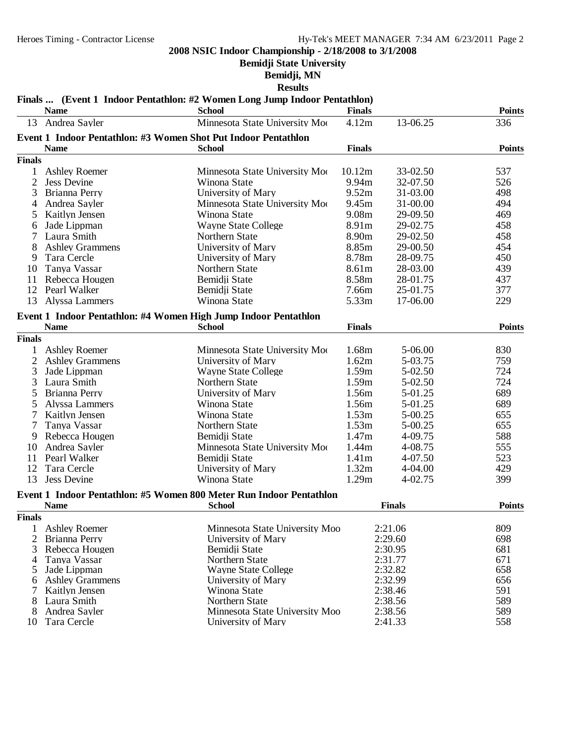**2008 NSIC Indoor Championship - 2/18/2008 to 3/1/2008**

**Bemidji State University**

**Bemidji, MN**

**Results**

### Finals ... (Event 1 Indoor Pentathlon: #2 Women Long Jump Indoor Pentathlon)

| | Name | School | Finals | | Points |
|---|---|---|---|---|---|
| 13 | Andrea Sayler | Minnesota State University Moo | 4.12m | 13-06.25 | 336 |

### Event 1 Indoor Pentathlon: #3 Women Shot Put Indoor Pentathlon

| | Name | School | Finals | | Points |
|---|---|---|---|---|---|
| **Finals** | | | | | |
| 1 | Ashley Roemer | Minnesota State University Moo | 10.12m | 33-02.50 | 537 |
| 2 | Jess Devine | Winona State | 9.94m | 32-07.50 | 526 |
| 3 | Brianna Perry | University of Mary | 9.52m | 31-03.00 | 498 |
| 4 | Andrea Sayler | Minnesota State University Moo | 9.45m | 31-00.00 | 494 |
| 5 | Kaitlyn Jensen | Winona State | 9.08m | 29-09.50 | 469 |
| 6 | Jade Lippman | Wayne State College | 8.91m | 29-02.75 | 458 |
| 7 | Laura Smith | Northern State | 8.90m | 29-02.50 | 458 |
| 8 | Ashley Grammens | University of Mary | 8.85m | 29-00.50 | 454 |
| 9 | Tara Cercle | University of Mary | 8.78m | 28-09.75 | 450 |
| 10 | Tanya Vassar | Northern State | 8.61m | 28-03.00 | 439 |
| 11 | Rebecca Hougen | Bemidji State | 8.58m | 28-01.75 | 437 |
| 12 | Pearl Walker | Bemidji State | 7.66m | 25-01.75 | 377 |
| 13 | Alyssa Lammers | Winona State | 5.33m | 17-06.00 | 229 |

### Event 1 Indoor Pentathlon: #4 Women High Jump Indoor Pentathlon

| | Name | School | Finals | | Points |
|---|---|---|---|---|---|
| **Finals** | | | | | |
| 1 | Ashley Roemer | Minnesota State University Moo | 1.68m | 5-06.00 | 830 |
| 2 | Ashley Grammens | University of Mary | 1.62m | 5-03.75 | 759 |
| 3 | Jade Lippman | Wayne State College | 1.59m | 5-02.50 | 724 |
| 3 | Laura Smith | Northern State | 1.59m | 5-02.50 | 724 |
| 5 | Brianna Perry | University of Mary | 1.56m | 5-01.25 | 689 |
| 5 | Alyssa Lammers | Winona State | 1.56m | 5-01.25 | 689 |
| 7 | Kaitlyn Jensen | Winona State | 1.53m | 5-00.25 | 655 |
| 7 | Tanya Vassar | Northern State | 1.53m | 5-00.25 | 655 |
| 9 | Rebecca Hougen | Bemidji State | 1.47m | 4-09.75 | 588 |
| 10 | Andrea Sayler | Minnesota State University Moo | 1.44m | 4-08.75 | 555 |
| 11 | Pearl Walker | Bemidji State | 1.41m | 4-07.50 | 523 |
| 12 | Tara Cercle | University of Mary | 1.32m | 4-04.00 | 429 |
| 13 | Jess Devine | Winona State | 1.29m | 4-02.75 | 399 |

### Event 1 Indoor Pentathlon: #5 Women 800 Meter Run Indoor Pentathlon

| | Name | School | Finals | Points |
|---|---|---|---|---|
| **Finals** | | | | |
| 1 | Ashley Roemer | Minnesota State University Moo | 2:21.06 | 809 |
| 2 | Brianna Perry | University of Mary | 2:29.60 | 698 |
| 3 | Rebecca Hougen | Bemidji State | 2:30.95 | 681 |
| 4 | Tanya Vassar | Northern State | 2:31.77 | 671 |
| 5 | Jade Lippman | Wayne State College | 2:32.82 | 658 |
| 6 | Ashley Grammens | University of Mary | 2:32.99 | 656 |
| 7 | Kaitlyn Jensen | Winona State | 2:38.46 | 591 |
| 8 | Laura Smith | Northern State | 2:38.56 | 589 |
| 8 | Andrea Sayler | Minnesota State University Moo | 2:38.56 | 589 |
| 10 | Tara Cercle | University of Mary | 2:41.33 | 558 |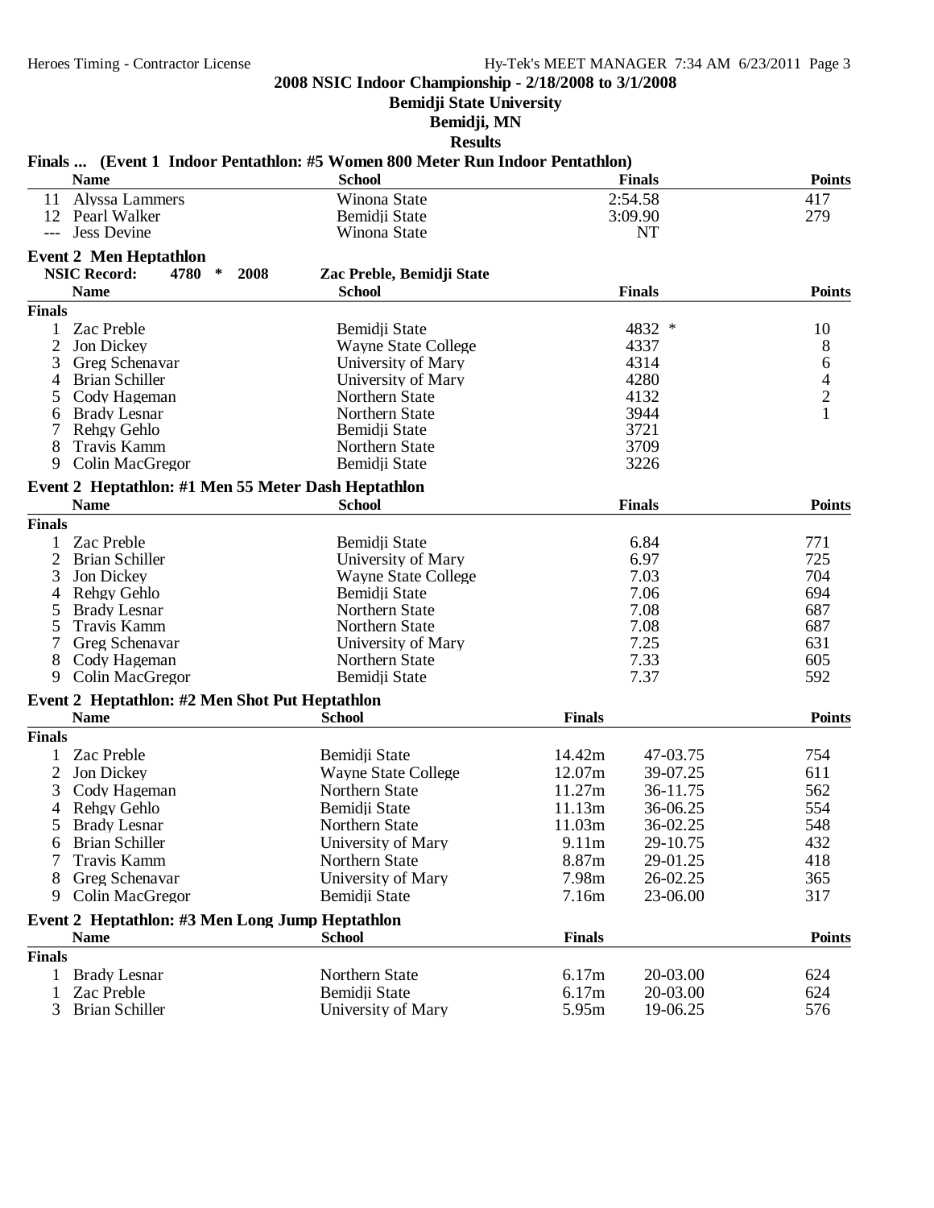**2008 NSIC Indoor Championship - 2/18/2008 to 3/1/2008**

**Bemidji State University**

**Bemidji, MN**

**Results**

### Finals ... (Event 1 Indoor Pentathlon: #5 Women 800 Meter Run Indoor Pentathlon)

| | Name | School | Finals | Points |
|---|---|---|---|---|
| 11 | Alyssa Lammers | Winona State | 2:54.58 | 417 |
| 12 | Pearl Walker | Bemidji State | 3:09.90 | 279 |
| --- | Jess Devine | Winona State | NT | |

### Event 2 Men Heptathlon

**NSIC Record:** 4780 * 2008 Zac Preble, Bemidji State

| | Name | School | Finals | Points |
|---|---|---|---|---|
| **Finals** | | | | |
| 1 | Zac Preble | Bemidji State | 4832 * | 10 |
| 2 | Jon Dickey | Wayne State College | 4337 | 8 |
| 3 | Greg Schenavar | University of Mary | 4314 | 6 |
| 4 | Brian Schiller | University of Mary | 4280 | 4 |
| 5 | Cody Hageman | Northern State | 4132 | 2 |
| 6 | Brady Lesnar | Northern State | 3944 | 1 |
| 7 | Rehgy Gehlo | Bemidji State | 3721 | |
| 8 | Travis Kamm | Northern State | 3709 | |
| 9 | Colin MacGregor | Bemidji State | 3226 | |

### Event 2 Heptathlon: #1 Men 55 Meter Dash Heptathlon

| | Name | School | Finals | Points |
|---|---|---|---|---|
| **Finals** | | | | |
| 1 | Zac Preble | Bemidji State | 6.84 | 771 |
| 2 | Brian Schiller | University of Mary | 6.97 | 725 |
| 3 | Jon Dickey | Wayne State College | 7.03 | 704 |
| 4 | Rehgy Gehlo | Bemidji State | 7.06 | 694 |
| 5 | Brady Lesnar | Northern State | 7.08 | 687 |
| 5 | Travis Kamm | Northern State | 7.08 | 687 |
| 7 | Greg Schenavar | University of Mary | 7.25 | 631 |
| 8 | Cody Hageman | Northern State | 7.33 | 605 |
| 9 | Colin MacGregor | Bemidji State | 7.37 | 592 |

### Event 2 Heptathlon: #2 Men Shot Put Heptathlon

| | Name | School | Finals | | Points |
|---|---|---|---|---|---|
| **Finals** | | | | | |
| 1 | Zac Preble | Bemidji State | 14.42m | 47-03.75 | 754 |
| 2 | Jon Dickey | Wayne State College | 12.07m | 39-07.25 | 611 |
| 3 | Cody Hageman | Northern State | 11.27m | 36-11.75 | 562 |
| 4 | Rehgy Gehlo | Bemidji State | 11.13m | 36-06.25 | 554 |
| 5 | Brady Lesnar | Northern State | 11.03m | 36-02.25 | 548 |
| 6 | Brian Schiller | University of Mary | 9.11m | 29-10.75 | 432 |
| 7 | Travis Kamm | Northern State | 8.87m | 29-01.25 | 418 |
| 8 | Greg Schenavar | University of Mary | 7.98m | 26-02.25 | 365 |
| 9 | Colin MacGregor | Bemidji State | 7.16m | 23-06.00 | 317 |

### Event 2 Heptathlon: #3 Men Long Jump Heptathlon

| | Name | School | Finals | | Points |
|---|---|---|---|---|---|
| **Finals** | | | | | |
| 1 | Brady Lesnar | Northern State | 6.17m | 20-03.00 | 624 |
| 1 | Zac Preble | Bemidji State | 6.17m | 20-03.00 | 624 |
| 3 | Brian Schiller | University of Mary | 5.95m | 19-06.25 | 576 |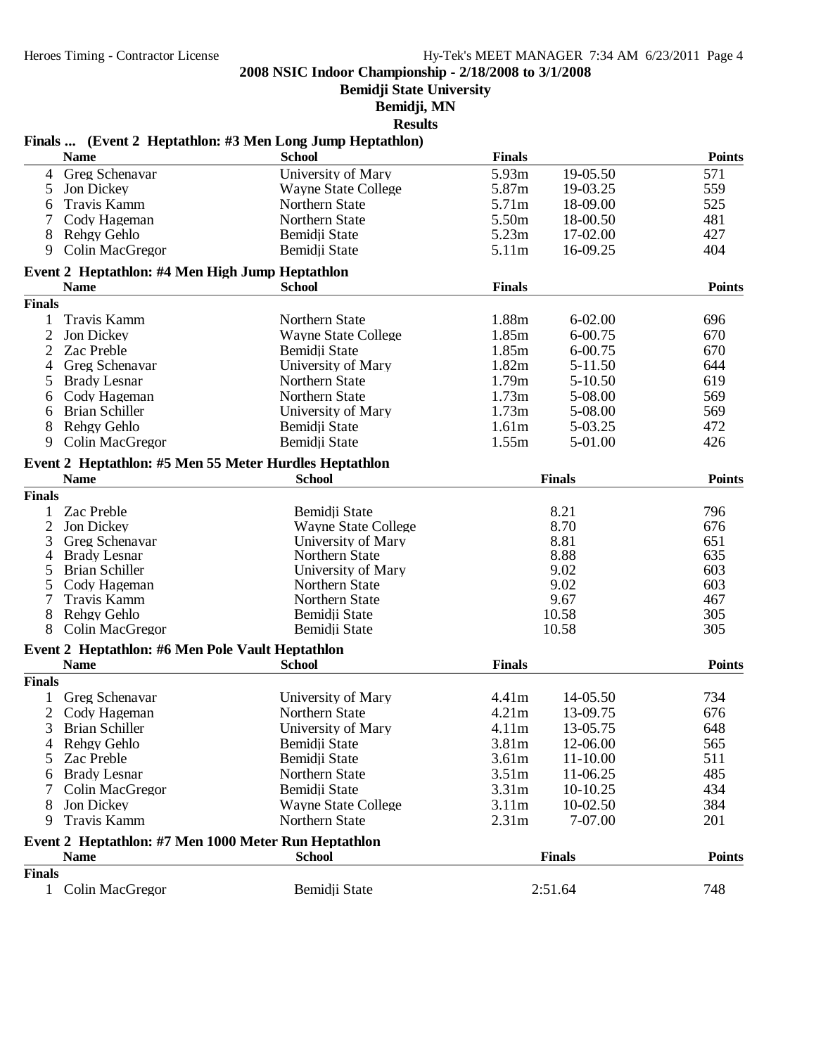## 2008 NSIC Indoor Championship - 2/18/2008 to 3/1/2008

**Bemidji State University**

**Bemidji, MN**

**Results**

### Finals ... (Event 2 Heptathlon: #3 Men Long Jump Heptathlon)

| | Name | School | Finals | | Points |
|---|---|---|---|---|---|
| 4 | Greg Schenavar | University of Mary | 5.93m | 19-05.50 | 571 |
| 5 | Jon Dickey | Wayne State College | 5.87m | 19-03.25 | 559 |
| 6 | Travis Kamm | Northern State | 5.71m | 18-09.00 | 525 |
| 7 | Cody Hageman | Northern State | 5.50m | 18-00.50 | 481 |
| 8 | Rehgy Gehlo | Bemidji State | 5.23m | 17-02.00 | 427 |
| 9 | Colin MacGregor | Bemidji State | 5.11m | 16-09.25 | 404 |

### Event 2 Heptathlon: #4 Men High Jump Heptathlon

| | Name | School | Finals | | Points |
|---|---|---|---|---|---|
| **Finals** | | | | | |
| 1 | Travis Kamm | Northern State | 1.88m | 6-02.00 | 696 |
| 2 | Jon Dickey | Wayne State College | 1.85m | 6-00.75 | 670 |
| 2 | Zac Preble | Bemidji State | 1.85m | 6-00.75 | 670 |
| 4 | Greg Schenavar | University of Mary | 1.82m | 5-11.50 | 644 |
| 5 | Brady Lesnar | Northern State | 1.79m | 5-10.50 | 619 |
| 6 | Cody Hageman | Northern State | 1.73m | 5-08.00 | 569 |
| 6 | Brian Schiller | University of Mary | 1.73m | 5-08.00 | 569 |
| 8 | Rehgy Gehlo | Bemidji State | 1.61m | 5-03.25 | 472 |
| 9 | Colin MacGregor | Bemidji State | 1.55m | 5-01.00 | 426 |

### Event 2 Heptathlon: #5 Men 55 Meter Hurdles Heptathlon

| | Name | School | Finals | Points |
|---|---|---|---|---|
| **Finals** | | | | |
| 1 | Zac Preble | Bemidji State | 8.21 | 796 |
| 2 | Jon Dickey | Wayne State College | 8.70 | 676 |
| 3 | Greg Schenavar | University of Mary | 8.81 | 651 |
| 4 | Brady Lesnar | Northern State | 8.88 | 635 |
| 5 | Brian Schiller | University of Mary | 9.02 | 603 |
| 5 | Cody Hageman | Northern State | 9.02 | 603 |
| 7 | Travis Kamm | Northern State | 9.67 | 467 |
| 8 | Rehgy Gehlo | Bemidji State | 10.58 | 305 |
| 8 | Colin MacGregor | Bemidji State | 10.58 | 305 |

### Event 2 Heptathlon: #6 Men Pole Vault Heptathlon

| | Name | School | Finals | | Points |
|---|---|---|---|---|---|
| **Finals** | | | | | |
| 1 | Greg Schenavar | University of Mary | 4.41m | 14-05.50 | 734 |
| 2 | Cody Hageman | Northern State | 4.21m | 13-09.75 | 676 |
| 3 | Brian Schiller | University of Mary | 4.11m | 13-05.75 | 648 |
| 4 | Rehgy Gehlo | Bemidji State | 3.81m | 12-06.00 | 565 |
| 5 | Zac Preble | Bemidji State | 3.61m | 11-10.00 | 511 |
| 6 | Brady Lesnar | Northern State | 3.51m | 11-06.25 | 485 |
| 7 | Colin MacGregor | Bemidji State | 3.31m | 10-10.25 | 434 |
| 8 | Jon Dickey | Wayne State College | 3.11m | 10-02.50 | 384 |
| 9 | Travis Kamm | Northern State | 2.31m | 7-07.00 | 201 |

### Event 2 Heptathlon: #7 Men 1000 Meter Run Heptathlon

| | Name | School | Finals | Points |
|---|---|---|---|---|
| **Finals** | | | | |
| 1 | Colin MacGregor | Bemidji State | 2:51.64 | 748 |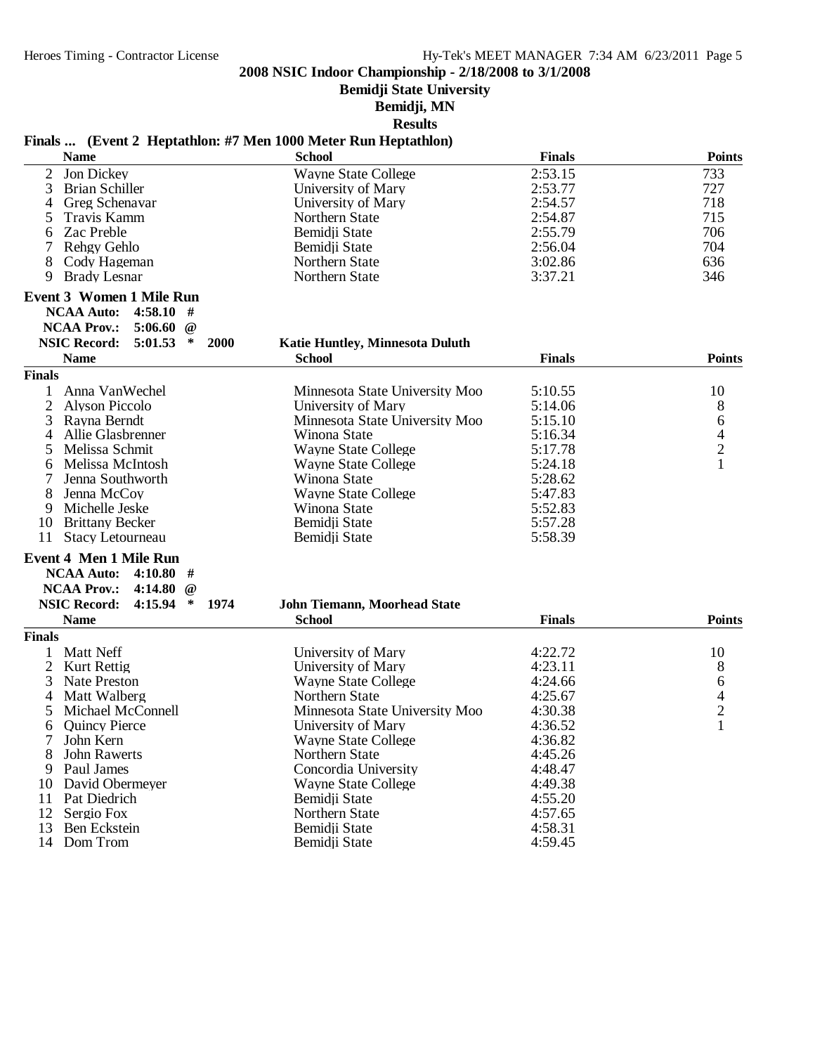**2008 NSIC Indoor Championship - 2/18/2008 to 3/1/2008**

**Bemidji State University**

**Bemidji, MN**

**Results**

**Finals ... (Event 2 Heptathlon: #7 Men 1000 Meter Run Heptathlon)**

| | Name | School | Finals | Points |
|---|---|---|---|---|
| 2 | Jon Dickey | Wayne State College | 2:53.15 | 733 |
| 3 | Brian Schiller | University of Mary | 2:53.77 | 727 |
| 4 | Greg Schenavar | University of Mary | 2:54.57 | 718 |
| 5 | Travis Kamm | Northern State | 2:54.87 | 715 |
| 6 | Zac Preble | Bemidji State | 2:55.79 | 706 |
| 7 | Rehgy Gehlo | Bemidji State | 2:56.04 | 704 |
| 8 | Cody Hageman | Northern State | 3:02.86 | 636 |
| 9 | Brady Lesnar | Northern State | 3:37.21 | 346 |

**Event 3 Women 1 Mile Run**

**NCAA Auto: 4:58.10 #**

**NCAA Prov.: 5:06.60 @**

**NSIC Record: 5:01.53 * 2000 Katie Huntley, Minnesota Duluth**

| | Name | School | Finals | Points |
|---|---|---|---|---|
| **Finals** | | | | |
| 1 | Anna VanWechel | Minnesota State University Moo | 5:10.55 | 10 |
| 2 | Alyson Piccolo | University of Mary | 5:14.06 | 8 |
| 3 | Rayna Berndt | Minnesota State University Moo | 5:15.10 | 6 |
| 4 | Allie Glasbrenner | Winona State | 5:16.34 | 4 |
| 5 | Melissa Schmit | Wayne State College | 5:17.78 | 2 |
| 6 | Melissa McIntosh | Wayne State College | 5:24.18 | 1 |
| 7 | Jenna Southworth | Winona State | 5:28.62 | |
| 8 | Jenna McCoy | Wayne State College | 5:47.83 | |
| 9 | Michelle Jeske | Winona State | 5:52.83 | |
| 10 | Brittany Becker | Bemidji State | 5:57.28 | |
| 11 | Stacy Letourneau | Bemidji State | 5:58.39 | |

**Event 4 Men 1 Mile Run**

**NCAA Auto: 4:10.80 #**

**NCAA Prov.: 4:14.80 @**

**NSIC Record: 4:15.94 * 1974 John Tiemann, Moorhead State**

| | Name | School | Finals | Points |
|---|---|---|---|---|
| **Finals** | | | | |
| 1 | Matt Neff | University of Mary | 4:22.72 | 10 |
| 2 | Kurt Rettig | University of Mary | 4:23.11 | 8 |
| 3 | Nate Preston | Wayne State College | 4:24.66 | 6 |
| 4 | Matt Walberg | Northern State | 4:25.67 | 4 |
| 5 | Michael McConnell | Minnesota State University Moo | 4:30.38 | 2 |
| 6 | Quincy Pierce | University of Mary | 4:36.52 | 1 |
| 7 | John Kern | Wayne State College | 4:36.82 | |
| 8 | John Rawerts | Northern State | 4:45.26 | |
| 9 | Paul James | Concordia University | 4:48.47 | |
| 10 | David Obermeyer | Wayne State College | 4:49.38 | |
| 11 | Pat Diedrich | Bemidji State | 4:55.20 | |
| 12 | Sergio Fox | Northern State | 4:57.65 | |
| 13 | Ben Eckstein | Bemidji State | 4:58.31 | |
| 14 | Dom Trom | Bemidji State | 4:59.45 | |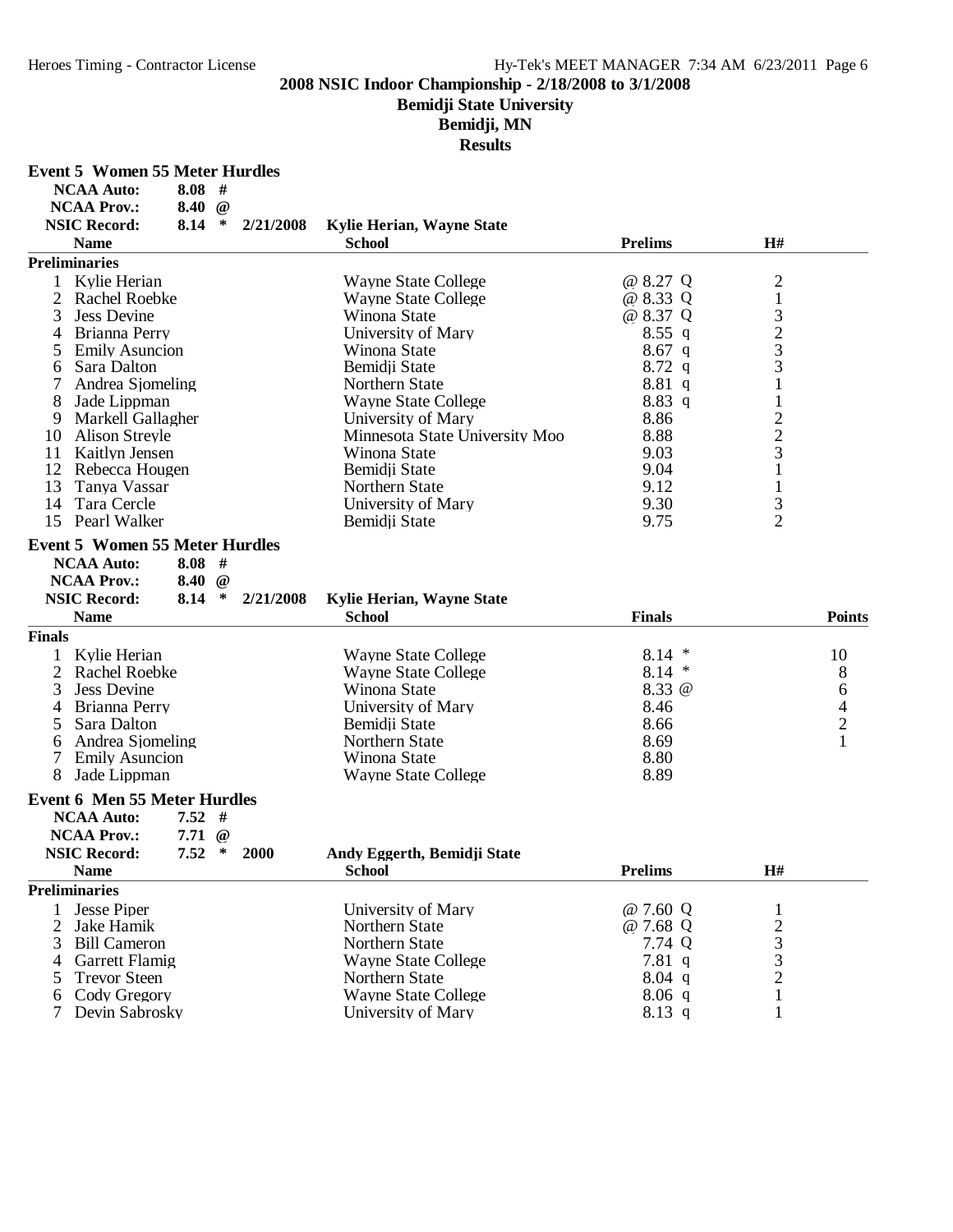## 2008 NSIC Indoor Championship - 2/18/2008 to 3/1/2008

**Bemidji State University**

**Bemidji, MN**

**Results**

### Event 5 Women 55 Meter Hurdles

**NCAA Auto:** 8.08 #
**NCAA Prov.:** 8.40 @
**NSIC Record:** 8.14 * 2/21/2008 Kylie Herian, Wayne State

**Preliminaries**

| | Name | School | Prelims | | H# |
|---|---|---|---|---|---|
| 1 | Kylie Herian | Wayne State College | @ 8.27 | Q | 2 |
| 2 | Rachel Roebke | Wayne State College | @ 8.33 | Q | 1 |
| 3 | Jess Devine | Winona State | @ 8.37 | Q | 3 |
| 4 | Brianna Perry | University of Mary | 8.55 | q | 2 |
| 5 | Emily Asuncion | Winona State | 8.67 | q | 3 |
| 6 | Sara Dalton | Bemidji State | 8.72 | q | 3 |
| 7 | Andrea Sjomeling | Northern State | 8.81 | q | 1 |
| 8 | Jade Lippman | Wayne State College | 8.83 | q | 1 |
| 9 | Markell Gallagher | University of Mary | 8.86 | | 2 |
| 10 | Alison Streyle | Minnesota State University Moo | 8.88 | | 2 |
| 11 | Kaitlyn Jensen | Winona State | 9.03 | | 3 |
| 12 | Rebecca Hougen | Bemidji State | 9.04 | | 1 |
| 13 | Tanya Vassar | Northern State | 9.12 | | 1 |
| 14 | Tara Cercle | University of Mary | 9.30 | | 3 |
| 15 | Pearl Walker | Bemidji State | 9.75 | | 2 |

### Event 5 Women 55 Meter Hurdles

**NCAA Auto:** 8.08 #
**NCAA Prov.:** 8.40 @
**NSIC Record:** 8.14 * 2/21/2008 Kylie Herian, Wayne State

**Finals**

| | Name | School | Finals | Points |
|---|---|---|---|---|
| 1 | Kylie Herian | Wayne State College | 8.14 * | 10 |
| 2 | Rachel Roebke | Wayne State College | 8.14 * | 8 |
| 3 | Jess Devine | Winona State | 8.33 @ | 6 |
| 4 | Brianna Perry | University of Mary | 8.46 | 4 |
| 5 | Sara Dalton | Bemidji State | 8.66 | 2 |
| 6 | Andrea Sjomeling | Northern State | 8.69 | 1 |
| 7 | Emily Asuncion | Winona State | 8.80 | |
| 8 | Jade Lippman | Wayne State College | 8.89 | |

### Event 6 Men 55 Meter Hurdles

**NCAA Auto:** 7.52 #
**NCAA Prov.:** 7.71 @
**NSIC Record:** 7.52 * 2000 Andy Eggerth, Bemidji State

**Preliminaries**

| | Name | School | Prelims | | H# |
|---|---|---|---|---|---|
| 1 | Jesse Piper | University of Mary | @ 7.60 | Q | 1 |
| 2 | Jake Hamik | Northern State | @ 7.68 | Q | 2 |
| 3 | Bill Cameron | Northern State | 7.74 | Q | 3 |
| 4 | Garrett Flamig | Wayne State College | 7.81 | q | 3 |
| 5 | Trevor Steen | Northern State | 8.04 | q | 2 |
| 6 | Cody Gregory | Wayne State College | 8.06 | q | 1 |
| 7 | Devin Sabrosky | University of Mary | 8.13 | q | 1 |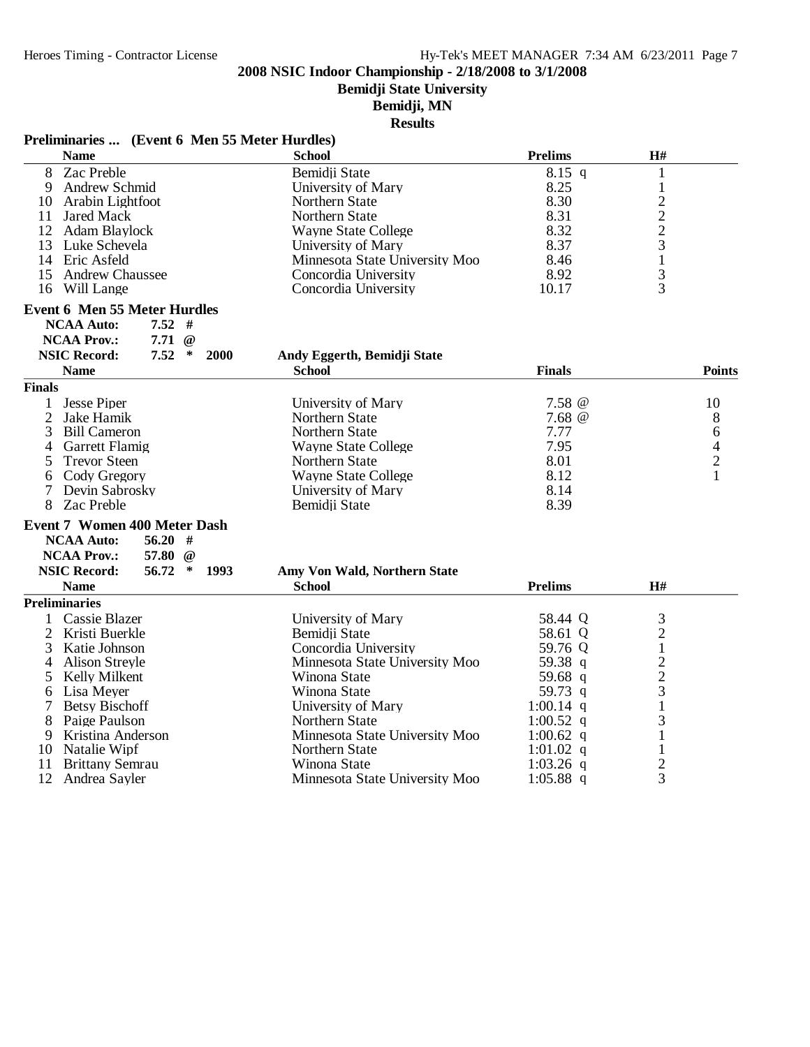**2008 NSIC Indoor Championship - 2/18/2008 to 3/1/2008**

**Bemidji State University**

**Bemidji, MN**

**Results**

### Preliminaries ... (Event 6 Men 55 Meter Hurdles)

| | Name | School | Prelims | H# |
|---|---|---|---|---|
| 8 | Zac Preble | Bemidji State | 8.15 q | 1 |
| 9 | Andrew Schmid | University of Mary | 8.25 | 1 |
| 10 | Arabin Lightfoot | Northern State | 8.30 | 2 |
| 11 | Jared Mack | Northern State | 8.31 | 2 |
| 12 | Adam Blaylock | Wayne State College | 8.32 | 2 |
| 13 | Luke Schevela | University of Mary | 8.37 | 3 |
| 14 | Eric Asfeld | Minnesota State University Moo | 8.46 | 1 |
| 15 | Andrew Chaussee | Concordia University | 8.92 | 3 |
| 16 | Will Lange | Concordia University | 10.17 | 3 |

### Event 6 Men 55 Meter Hurdles

**NCAA Auto:** 7.52 #
**NCAA Prov.:** 7.71 @
**NSIC Record:** 7.52 * 2000 **Andy Eggerth, Bemidji State**

**Finals**

| | Name | School | Finals | Points |
|---|---|---|---|---|
| 1 | Jesse Piper | University of Mary | 7.58 @ | 10 |
| 2 | Jake Hamik | Northern State | 7.68 @ | 8 |
| 3 | Bill Cameron | Northern State | 7.77 | 6 |
| 4 | Garrett Flamig | Wayne State College | 7.95 | 4 |
| 5 | Trevor Steen | Northern State | 8.01 | 2 |
| 6 | Cody Gregory | Wayne State College | 8.12 | 1 |
| 7 | Devin Sabrosky | University of Mary | 8.14 | |
| 8 | Zac Preble | Bemidji State | 8.39 | |

### Event 7 Women 400 Meter Dash

**NCAA Auto:** 56.20 #
**NCAA Prov.:** 57.80 @
**NSIC Record:** 56.72 * 1993 **Amy Von Wald, Northern State**

**Preliminaries**

| | Name | School | Prelims | H# |
|---|---|---|---|---|
| 1 | Cassie Blazer | University of Mary | 58.44 Q | 3 |
| 2 | Kristi Buerkle | Bemidji State | 58.61 Q | 2 |
| 3 | Katie Johnson | Concordia University | 59.76 Q | 1 |
| 4 | Alison Streyle | Minnesota State University Moo | 59.38 q | 2 |
| 5 | Kelly Milkent | Winona State | 59.68 q | 2 |
| 6 | Lisa Meyer | Winona State | 59.73 q | 3 |
| 7 | Betsy Bischoff | University of Mary | 1:00.14 q | 1 |
| 8 | Paige Paulson | Northern State | 1:00.52 q | 3 |
| 9 | Kristina Anderson | Minnesota State University Moo | 1:00.62 q | 1 |
| 10 | Natalie Wipf | Northern State | 1:01.02 q | 1 |
| 11 | Brittany Semrau | Winona State | 1:03.26 q | 2 |
| 12 | Andrea Sayler | Minnesota State University Moo | 1:05.88 q | 3 |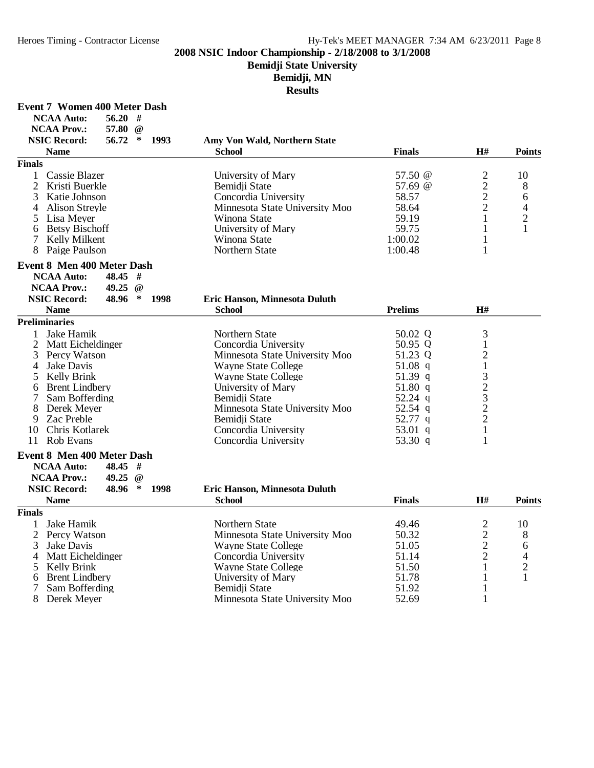**2008 NSIC Indoor Championship - 2/18/2008 to 3/1/2008**

**Bemidji State University**

**Bemidji, MN**

**Results**

### Event 7 Women 400 Meter Dash

**NCAA Auto:** 56.20 #
**NCAA Prov.:** 57.80 @
**NSIC Record:** 56.72 * 1993 **Amy Von Wald, Northern State**

**Finals**

| | Name | School | Finals | H# | Points |
|---|---|---|---|---|---|
| 1 | Cassie Blazer | University of Mary | 57.50 @ | 2 | 10 |
| 2 | Kristi Buerkle | Bemidji State | 57.69 @ | 2 | 8 |
| 3 | Katie Johnson | Concordia University | 58.57 | 2 | 6 |
| 4 | Alison Streyle | Minnesota State University Moo | 58.64 | 2 | 4 |
| 5 | Lisa Meyer | Winona State | 59.19 | 1 | 2 |
| 6 | Betsy Bischoff | University of Mary | 59.75 | 1 | 1 |
| 7 | Kelly Milkent | Winona State | 1:00.02 | 1 | |
| 8 | Paige Paulson | Northern State | 1:00.48 | 1 | |

### Event 8 Men 400 Meter Dash

**NCAA Auto:** 48.45 #
**NCAA Prov.:** 49.25 @
**NSIC Record:** 48.96 * 1998 **Eric Hanson, Minnesota Duluth**

**Preliminaries**

| | Name | School | Prelims | H# |
|---|---|---|---|---|
| 1 | Jake Hamik | Northern State | 50.02 Q | 3 |
| 2 | Matt Eicheldinger | Concordia University | 50.95 Q | 1 |
| 3 | Percy Watson | Minnesota State University Moo | 51.23 Q | 2 |
| 4 | Jake Davis | Wayne State College | 51.08 q | 1 |
| 5 | Kelly Brink | Wayne State College | 51.39 q | 3 |
| 6 | Brent Lindbery | University of Mary | 51.80 q | 2 |
| 7 | Sam Bofferding | Bemidji State | 52.24 q | 3 |
| 8 | Derek Meyer | Minnesota State University Moo | 52.54 q | 2 |
| 9 | Zac Preble | Bemidji State | 52.77 q | 2 |
| 10 | Chris Kotlarek | Concordia University | 53.01 q | 1 |
| 11 | Rob Evans | Concordia University | 53.30 q | 1 |

### Event 8 Men 400 Meter Dash

**NCAA Auto:** 48.45 #
**NCAA Prov.:** 49.25 @
**NSIC Record:** 48.96 * 1998 **Eric Hanson, Minnesota Duluth**

**Finals**

| | Name | School | Finals | H# | Points |
|---|---|---|---|---|---|
| 1 | Jake Hamik | Northern State | 49.46 | 2 | 10 |
| 2 | Percy Watson | Minnesota State University Moo | 50.32 | 2 | 8 |
| 3 | Jake Davis | Wayne State College | 51.05 | 2 | 6 |
| 4 | Matt Eicheldinger | Concordia University | 51.14 | 2 | 4 |
| 5 | Kelly Brink | Wayne State College | 51.50 | 1 | 2 |
| 6 | Brent Lindbery | University of Mary | 51.78 | 1 | 1 |
| 7 | Sam Bofferding | Bemidji State | 51.92 | 1 | |
| 8 | Derek Meyer | Minnesota State University Moo | 52.69 | 1 | |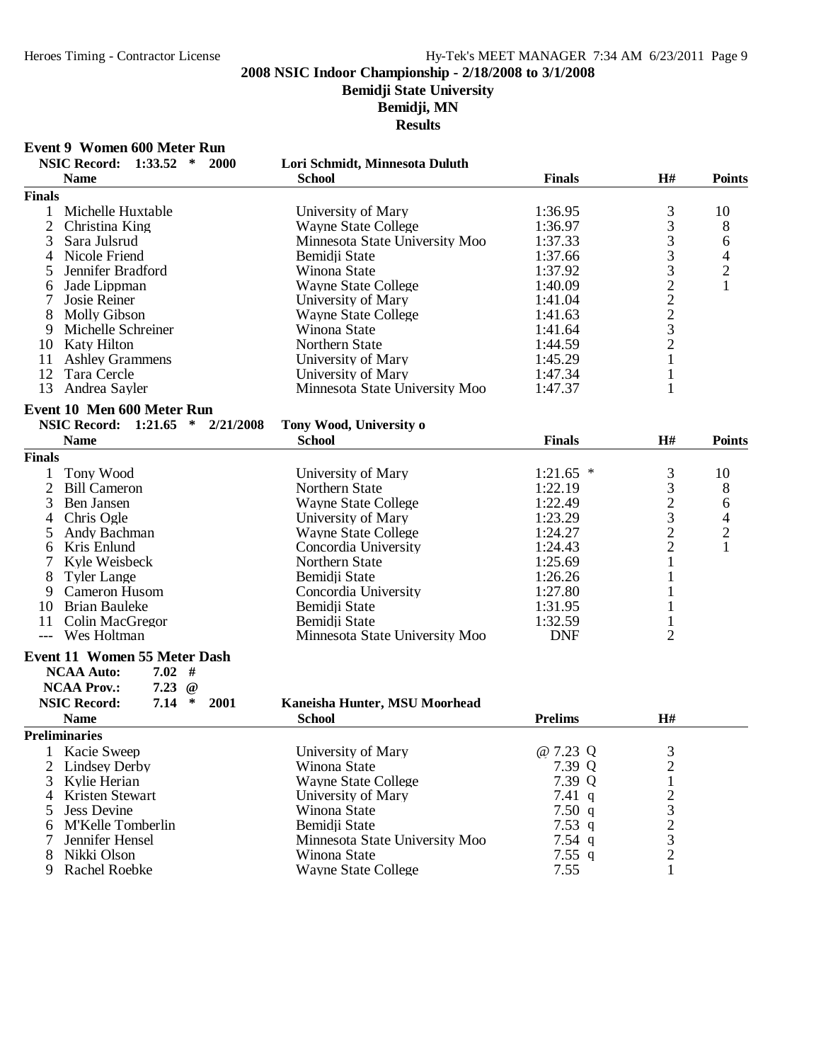**2008 NSIC Indoor Championship - 2/18/2008 to 3/1/2008**

**Bemidji State University**

**Bemidji, MN**

**Results**

### Event 9 Women 600 Meter Run

**NSIC Record: 1:33.52 * 2000 Lori Schmidt, Minnesota Duluth**

| | Name | School | Finals | H# | Points |
|---|---|---|---|---|---|
| **Finals** | | | | | |
| 1 | Michelle Huxtable | University of Mary | 1:36.95 | 3 | 10 |
| 2 | Christina King | Wayne State College | 1:36.97 | 3 | 8 |
| 3 | Sara Julsrud | Minnesota State University Moo | 1:37.33 | 3 | 6 |
| 4 | Nicole Friend | Bemidji State | 1:37.66 | 3 | 4 |
| 5 | Jennifer Bradford | Winona State | 1:37.92 | 3 | 2 |
| 6 | Jade Lippman | Wayne State College | 1:40.09 | 2 | 1 |
| 7 | Josie Reiner | University of Mary | 1:41.04 | 2 | |
| 8 | Molly Gibson | Wayne State College | 1:41.63 | 2 | |
| 9 | Michelle Schreiner | Winona State | 1:41.64 | 3 | |
| 10 | Katy Hilton | Northern State | 1:44.59 | 2 | |
| 11 | Ashley Grammens | University of Mary | 1:45.29 | 1 | |
| 12 | Tara Cercle | University of Mary | 1:47.34 | 1 | |
| 13 | Andrea Sayler | Minnesota State University Moo | 1:47.37 | 1 | |

### Event 10 Men 600 Meter Run

**NSIC Record: 1:21.65 * 2/21/2008 Tony Wood, University o**

| | Name | School | Finals | H# | Points |
|---|---|---|---|---|---|
| **Finals** | | | | | |
| 1 | Tony Wood | University of Mary | 1:21.65 * | 3 | 10 |
| 2 | Bill Cameron | Northern State | 1:22.19 | 3 | 8 |
| 3 | Ben Jansen | Wayne State College | 1:22.49 | 2 | 6 |
| 4 | Chris Ogle | University of Mary | 1:23.29 | 3 | 4 |
| 5 | Andy Bachman | Wayne State College | 1:24.27 | 2 | 2 |
| 6 | Kris Enlund | Concordia University | 1:24.43 | 2 | 1 |
| 7 | Kyle Weisbeck | Northern State | 1:25.69 | 1 | |
| 8 | Tyler Lange | Bemidji State | 1:26.26 | 1 | |
| 9 | Cameron Husom | Concordia University | 1:27.80 | 1 | |
| 10 | Brian Bauleke | Bemidji State | 1:31.95 | 1 | |
| 11 | Colin MacGregor | Bemidji State | 1:32.59 | 1 | |
| --- | Wes Holtman | Minnesota State University Moo | DNF | 2 | |

### Event 11 Women 55 Meter Dash

**NCAA Auto: 7.02 #**

**NCAA Prov.: 7.23 @**

**NSIC Record: 7.14 * 2001 Kaneisha Hunter, MSU Moorhead**

| | Name | School | Prelims | H# |
|---|---|---|---|---|
| **Preliminaries** | | | | |
| 1 | Kacie Sweep | University of Mary | @ 7.23 Q | 3 |
| 2 | Lindsey Derby | Winona State | 7.39 Q | 2 |
| 3 | Kylie Herian | Wayne State College | 7.39 Q | 1 |
| 4 | Kristen Stewart | University of Mary | 7.41 q | 2 |
| 5 | Jess Devine | Winona State | 7.50 q | 3 |
| 6 | M'Kelle Tomberlin | Bemidji State | 7.53 q | 2 |
| 7 | Jennifer Hensel | Minnesota State University Moo | 7.54 q | 3 |
| 8 | Nikki Olson | Winona State | 7.55 q | 2 |
| 9 | Rachel Roebke | Wayne State College | 7.55 | 1 |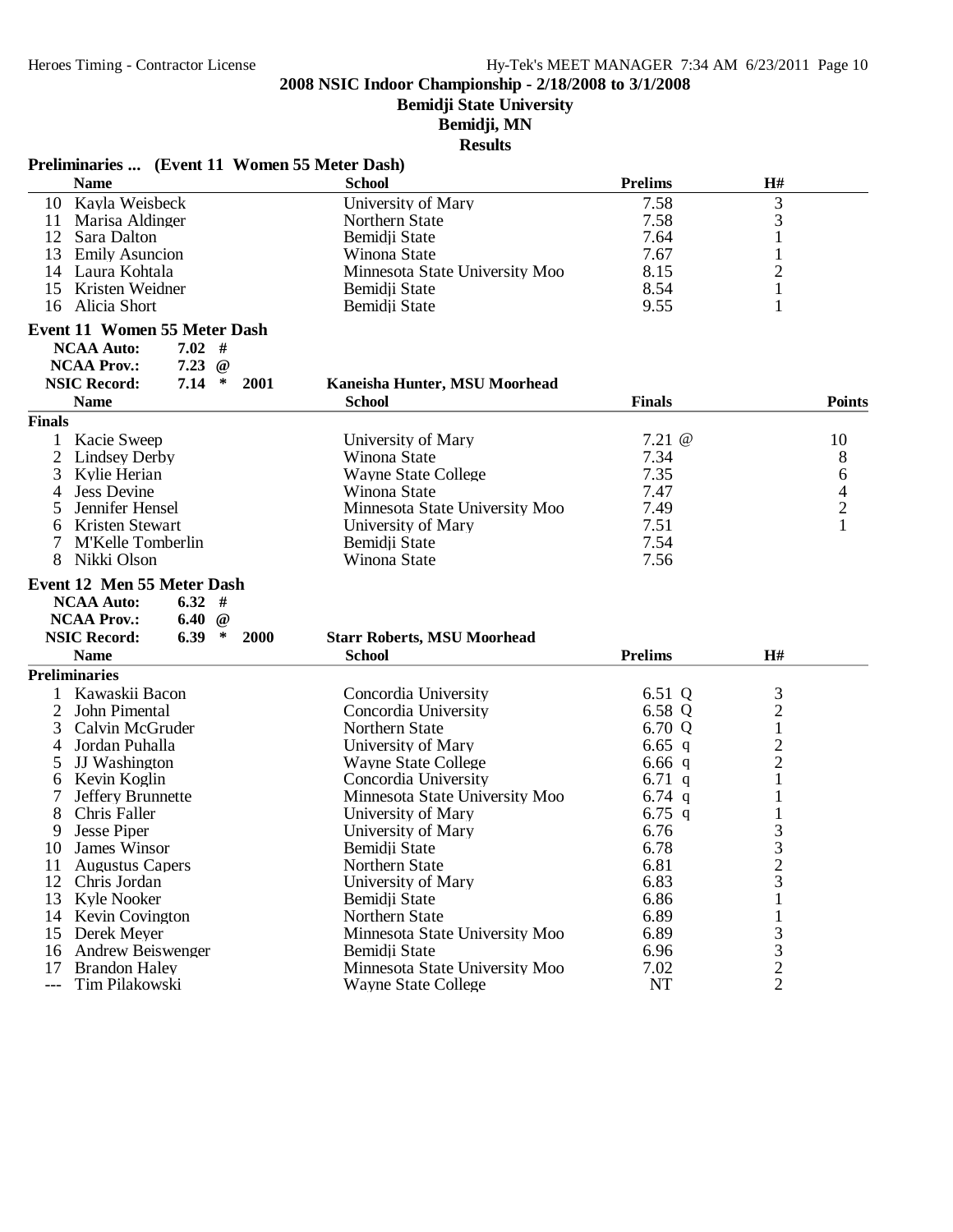**2008 NSIC Indoor Championship - 2/18/2008 to 3/1/2008**

**Bemidji State University**

**Bemidji, MN**

**Results**

### Preliminaries ... (Event 11 Women 55 Meter Dash)

| | Name | School | Prelims | H# |
|---|---|---|---|---|
| 10 | Kayla Weisbeck | University of Mary | 7.58 | 3 |
| 11 | Marisa Aldinger | Northern State | 7.58 | 3 |
| 12 | Sara Dalton | Bemidji State | 7.64 | 1 |
| 13 | Emily Asuncion | Winona State | 7.67 | 1 |
| 14 | Laura Kohtala | Minnesota State University Moo | 8.15 | 2 |
| 15 | Kristen Weidner | Bemidji State | 8.54 | 1 |
| 16 | Alicia Short | Bemidji State | 9.55 | 1 |

### Event 11 Women 55 Meter Dash

**NCAA Auto:** 7.02 #
**NCAA Prov.:** 7.23 @
**NSIC Record:** 7.14 * 2001 Kaneisha Hunter, MSU Moorhead

| | Name | School | Finals | Points |
|---|---|---|---|---|
| **Finals** | | | | |
| 1 | Kacie Sweep | University of Mary | 7.21 @ | 10 |
| 2 | Lindsey Derby | Winona State | 7.34 | 8 |
| 3 | Kylie Herian | Wayne State College | 7.35 | 6 |
| 4 | Jess Devine | Winona State | 7.47 | 4 |
| 5 | Jennifer Hensel | Minnesota State University Moo | 7.49 | 2 |
| 6 | Kristen Stewart | University of Mary | 7.51 | 1 |
| 7 | M'Kelle Tomberlin | Bemidji State | 7.54 | |
| 8 | Nikki Olson | Winona State | 7.56 | |

### Event 12 Men 55 Meter Dash

**NCAA Auto:** 6.32 #
**NCAA Prov.:** 6.40 @
**NSIC Record:** 6.39 * 2000 Starr Roberts, MSU Moorhead

| | Name | School | Prelims | H# |
|---|---|---|---|---|
| **Preliminaries** | | | | |
| 1 | Kawaskii Bacon | Concordia University | 6.51 Q | 3 |
| 2 | John Pimental | Concordia University | 6.58 Q | 2 |
| 3 | Calvin McGruder | Northern State | 6.70 Q | 1 |
| 4 | Jordan Puhalla | University of Mary | 6.65 q | 2 |
| 5 | JJ Washington | Wayne State College | 6.66 q | 2 |
| 6 | Kevin Koglin | Concordia University | 6.71 q | 1 |
| 7 | Jeffery Brunnette | Minnesota State University Moo | 6.74 q | 1 |
| 8 | Chris Faller | University of Mary | 6.75 q | 1 |
| 9 | Jesse Piper | University of Mary | 6.76 | 3 |
| 10 | James Winsor | Bemidji State | 6.78 | 3 |
| 11 | Augustus Capers | Northern State | 6.81 | 2 |
| 12 | Chris Jordan | University of Mary | 6.83 | 3 |
| 13 | Kyle Nooker | Bemidji State | 6.86 | 1 |
| 14 | Kevin Covington | Northern State | 6.89 | 1 |
| 15 | Derek Meyer | Minnesota State University Moo | 6.89 | 3 |
| 16 | Andrew Beiswenger | Bemidji State | 6.96 | 3 |
| 17 | Brandon Haley | Minnesota State University Moo | 7.02 | 2 |
| --- | Tim Pilakowski | Wayne State College | NT | 2 |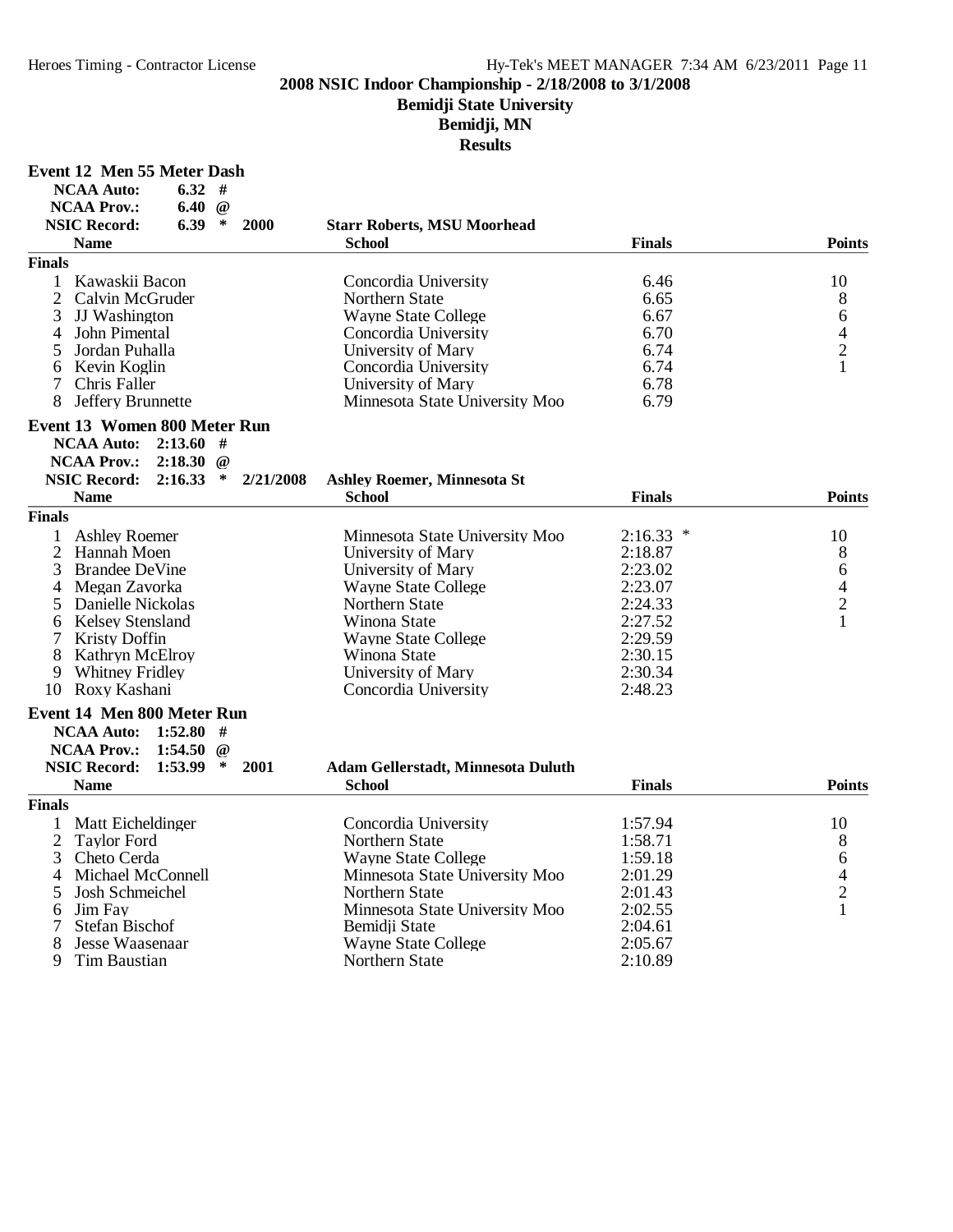# 2008 NSIC Indoor Championship - 2/18/2008 to 3/1/2008

## Bemidji State University

## Bemidji, MN

## Results

### Event 12 Men 55 Meter Dash

**NCAA Auto:** 6.32 #
**NCAA Prov.:** 6.40 @
**NSIC Record:** 6.39 * 2000 **Starr Roberts, MSU Moorhead**

| | Name | School | Finals | Points |
|---|---|---|---|---|
| **Finals** | | | | |
| 1 | Kawaskii Bacon | Concordia University | 6.46 | 10 |
| 2 | Calvin McGruder | Northern State | 6.65 | 8 |
| 3 | JJ Washington | Wayne State College | 6.67 | 6 |
| 4 | John Pimental | Concordia University | 6.70 | 4 |
| 5 | Jordan Puhalla | University of Mary | 6.74 | 2 |
| 6 | Kevin Koglin | Concordia University | 6.74 | 1 |
| 7 | Chris Faller | University of Mary | 6.78 | |
| 8 | Jeffery Brunnette | Minnesota State University Moo | 6.79 | |

### Event 13 Women 800 Meter Run

**NCAA Auto:** 2:13.60 #
**NCAA Prov.:** 2:18.30 @
**NSIC Record:** 2:16.33 * 2/21/2008 **Ashley Roemer, Minnesota St**

| | Name | School | Finals | Points |
|---|---|---|---|---|
| **Finals** | | | | |
| 1 | Ashley Roemer | Minnesota State University Moo | 2:16.33 * | 10 |
| 2 | Hannah Moen | University of Mary | 2:18.87 | 8 |
| 3 | Brandee DeVine | University of Mary | 2:23.02 | 6 |
| 4 | Megan Zavorka | Wayne State College | 2:23.07 | 4 |
| 5 | Danielle Nickolas | Northern State | 2:24.33 | 2 |
| 6 | Kelsey Stensland | Winona State | 2:27.52 | 1 |
| 7 | Kristy Doffin | Wayne State College | 2:29.59 | |
| 8 | Kathryn McElroy | Winona State | 2:30.15 | |
| 9 | Whitney Fridley | University of Mary | 2:30.34 | |
| 10 | Roxy Kashani | Concordia University | 2:48.23 | |

### Event 14 Men 800 Meter Run

**NCAA Auto:** 1:52.80 #
**NCAA Prov.:** 1:54.50 @
**NSIC Record:** 1:53.99 * 2001 **Adam Gellerstadt, Minnesota Duluth**

| | Name | School | Finals | Points |
|---|---|---|---|---|
| **Finals** | | | | |
| 1 | Matt Eicheldinger | Concordia University | 1:57.94 | 10 |
| 2 | Taylor Ford | Northern State | 1:58.71 | 8 |
| 3 | Cheto Cerda | Wayne State College | 1:59.18 | 6 |
| 4 | Michael McConnell | Minnesota State University Moo | 2:01.29 | 4 |
| 5 | Josh Schmeichel | Northern State | 2:01.43 | 2 |
| 6 | Jim Fay | Minnesota State University Moo | 2:02.55 | 1 |
| 7 | Stefan Bischof | Bemidji State | 2:04.61 | |
| 8 | Jesse Waasenaar | Wayne State College | 2:05.67 | |
| 9 | Tim Baustian | Northern State | 2:10.89 | |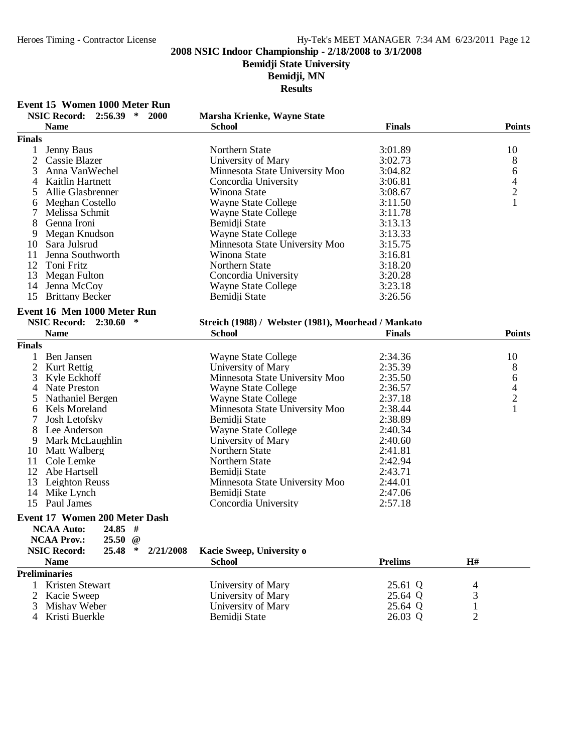# 2008 NSIC Indoor Championship - 2/18/2008 to 3/1/2008

## Bemidji State University

## Bemidji, MN

## Results

### Event 15 Women 1000 Meter Run

**NSIC Record: 2:56.39 * 2000 Marsha Krienke, Wayne State**

| | Name | School | Finals | Points |
|---|---|---|---|---|
| **Finals** | | | | |
| 1 | Jenny Baus | Northern State | 3:01.89 | 10 |
| 2 | Cassie Blazer | University of Mary | 3:02.73 | 8 |
| 3 | Anna VanWechel | Minnesota State University Moo | 3:04.82 | 6 |
| 4 | Kaitlin Hartnett | Concordia University | 3:06.81 | 4 |
| 5 | Allie Glasbrenner | Winona State | 3:08.67 | 2 |
| 6 | Meghan Costello | Wayne State College | 3:11.50 | 1 |
| 7 | Melissa Schmit | Wayne State College | 3:11.78 | |
| 8 | Genna Ironi | Bemidji State | 3:13.13 | |
| 9 | Megan Knudson | Wayne State College | 3:13.33 | |
| 10 | Sara Julsrud | Minnesota State University Moo | 3:15.75 | |
| 11 | Jenna Southworth | Winona State | 3:16.81 | |
| 12 | Toni Fritz | Northern State | 3:18.20 | |
| 13 | Megan Fulton | Concordia University | 3:20.28 | |
| 14 | Jenna McCoy | Wayne State College | 3:23.18 | |
| 15 | Brittany Becker | Bemidji State | 3:26.56 | |

### Event 16 Men 1000 Meter Run

**NSIC Record: 2:30.60 * Streich (1988) / Webster (1981), Moorhead / Mankato**

| | Name | School | Finals | Points |
|---|---|---|---|---|
| **Finals** | | | | |
| 1 | Ben Jansen | Wayne State College | 2:34.36 | 10 |
| 2 | Kurt Rettig | University of Mary | 2:35.39 | 8 |
| 3 | Kyle Eckhoff | Minnesota State University Moo | 2:35.50 | 6 |
| 4 | Nate Preston | Wayne State College | 2:36.57 | 4 |
| 5 | Nathaniel Bergen | Wayne State College | 2:37.18 | 2 |
| 6 | Kels Moreland | Minnesota State University Moo | 2:38.44 | 1 |
| 7 | Josh Letofsky | Bemidji State | 2:38.89 | |
| 8 | Lee Anderson | Wayne State College | 2:40.34 | |
| 9 | Mark McLaughlin | University of Mary | 2:40.60 | |
| 10 | Matt Walberg | Northern State | 2:41.81 | |
| 11 | Cole Lemke | Northern State | 2:42.94 | |
| 12 | Abe Hartsell | Bemidji State | 2:43.71 | |
| 13 | Leighton Reuss | Minnesota State University Moo | 2:44.01 | |
| 14 | Mike Lynch | Bemidji State | 2:47.06 | |
| 15 | Paul James | Concordia University | 2:57.18 | |

### Event 17 Women 200 Meter Dash

**NCAA Auto: 24.85 #**
**NCAA Prov.: 25.50 @**
**NSIC Record: 25.48 * 2/21/2008 Kacie Sweep, University o**

| | Name | School | Prelims | H# |
|---|---|---|---|---|
| **Preliminaries** | | | | |
| 1 | Kristen Stewart | University of Mary | 25.61 Q | 4 |
| 2 | Kacie Sweep | University of Mary | 25.64 Q | 3 |
| 3 | Mishay Weber | University of Mary | 25.64 Q | 1 |
| 4 | Kristi Buerkle | Bemidji State | 26.03 Q | 2 |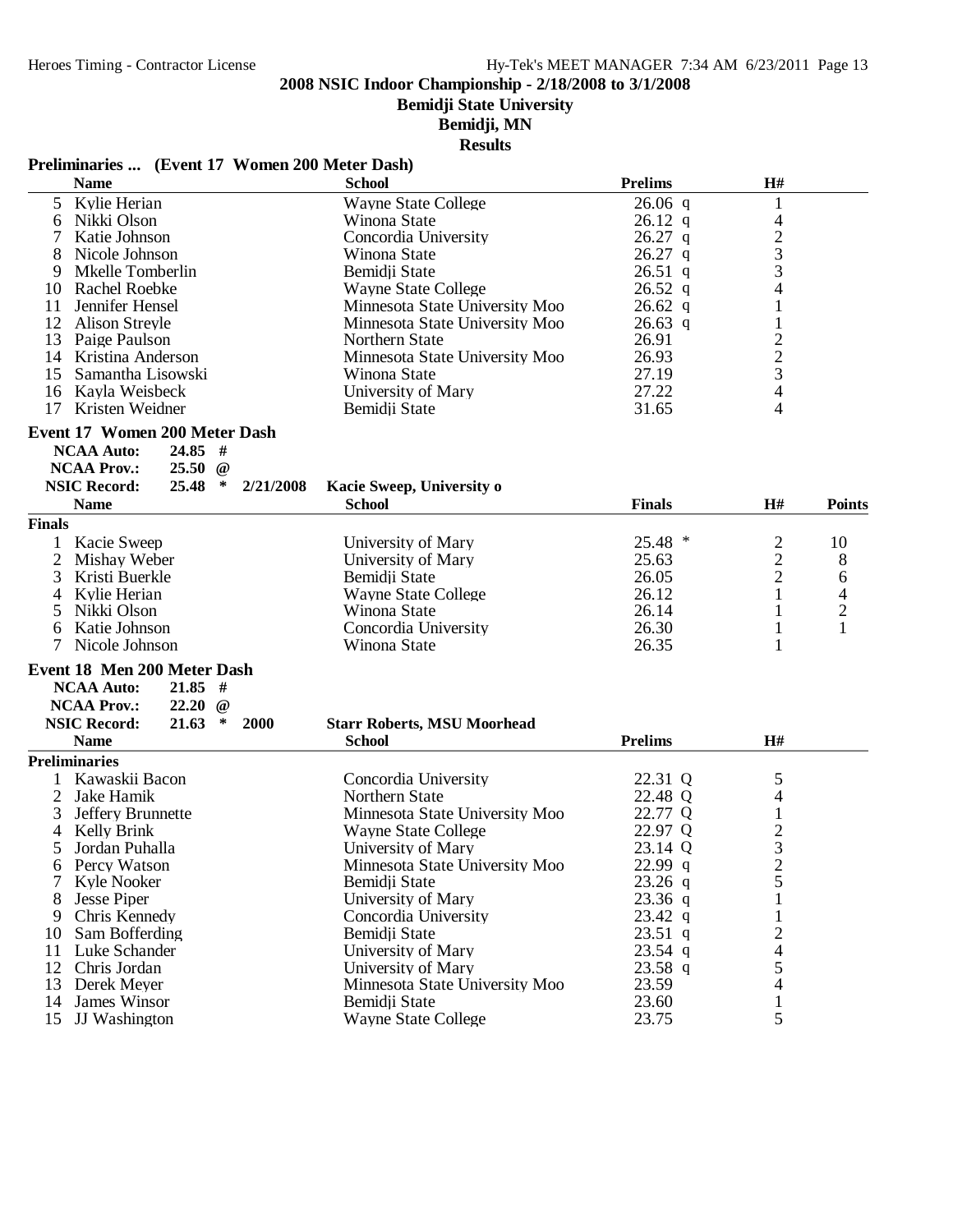**2008 NSIC Indoor Championship - 2/18/2008 to 3/1/2008**

**Bemidji State University**

**Bemidji, MN**

**Results**

**Preliminaries ... (Event 17 Women 200 Meter Dash)**

| | Name | School | Prelims | H# |
|---|---|---|---|---|
| 5 | Kylie Herian | Wayne State College | 26.06 q | 1 |
| 6 | Nikki Olson | Winona State | 26.12 q | 4 |
| 7 | Katie Johnson | Concordia University | 26.27 q | 2 |
| 8 | Nicole Johnson | Winona State | 26.27 q | 3 |
| 9 | Mkelle Tomberlin | Bemidji State | 26.51 q | 3 |
| 10 | Rachel Roebke | Wayne State College | 26.52 q | 4 |
| 11 | Jennifer Hensel | Minnesota State University Moo | 26.62 q | 1 |
| 12 | Alison Streyle | Minnesota State University Moo | 26.63 q | 1 |
| 13 | Paige Paulson | Northern State | 26.91 | 2 |
| 14 | Kristina Anderson | Minnesota State University Moo | 26.93 | 2 |
| 15 | Samantha Lisowski | Winona State | 27.19 | 3 |
| 16 | Kayla Weisbeck | University of Mary | 27.22 | 4 |
| 17 | Kristen Weidner | Bemidji State | 31.65 | 4 |

**Event 17 Women 200 Meter Dash**

NCAA Auto: 25.85 #
NCAA Prov.: 25.50 @
NSIC Record: 25.48 * 2/21/2008 Kacie Sweep, University o

| | Name | School | Finals | H# | Points |
|---|---|---|---|---|---|
| **Finals** | | | | | |
| 1 | Kacie Sweep | University of Mary | 25.48 * | 2 | 10 |
| 2 | Mishay Weber | University of Mary | 25.63 | 2 | 8 |
| 3 | Kristi Buerkle | Bemidji State | 26.05 | 2 | 6 |
| 4 | Kylie Herian | Wayne State College | 26.12 | 1 | 4 |
| 5 | Nikki Olson | Winona State | 26.14 | 1 | 2 |
| 6 | Katie Johnson | Concordia University | 26.30 | 1 | 1 |
| 7 | Nicole Johnson | Winona State | 26.35 | 1 | |

**Event 18 Men 200 Meter Dash**

NCAA Auto: 21.85 #
NCAA Prov.: 22.20 @
NSIC Record: 21.63 * 2000 Starr Roberts, MSU Moorhead

| | Name | School | Prelims | H# |
|---|---|---|---|---|
| **Preliminaries** | | | | |
| 1 | Kawaskii Bacon | Concordia University | 22.31 Q | 5 |
| 2 | Jake Hamik | Northern State | 22.48 Q | 4 |
| 3 | Jeffery Brunnette | Minnesota State University Moo | 22.77 Q | 1 |
| 4 | Kelly Brink | Wayne State College | 22.97 Q | 2 |
| 5 | Jordan Puhalla | University of Mary | 23.14 Q | 3 |
| 6 | Percy Watson | Minnesota State University Moo | 22.99 q | 2 |
| 7 | Kyle Nooker | Bemidji State | 23.26 q | 5 |
| 8 | Jesse Piper | University of Mary | 23.36 q | 1 |
| 9 | Chris Kennedy | Concordia University | 23.42 q | 1 |
| 10 | Sam Bofferding | Bemidji State | 23.51 q | 2 |
| 11 | Luke Schander | University of Mary | 23.54 q | 4 |
| 12 | Chris Jordan | University of Mary | 23.58 q | 5 |
| 13 | Derek Meyer | Minnesota State University Moo | 23.59 | 4 |
| 14 | James Winsor | Bemidji State | 23.60 | 1 |
| 15 | JJ Washington | Wayne State College | 23.75 | 5 |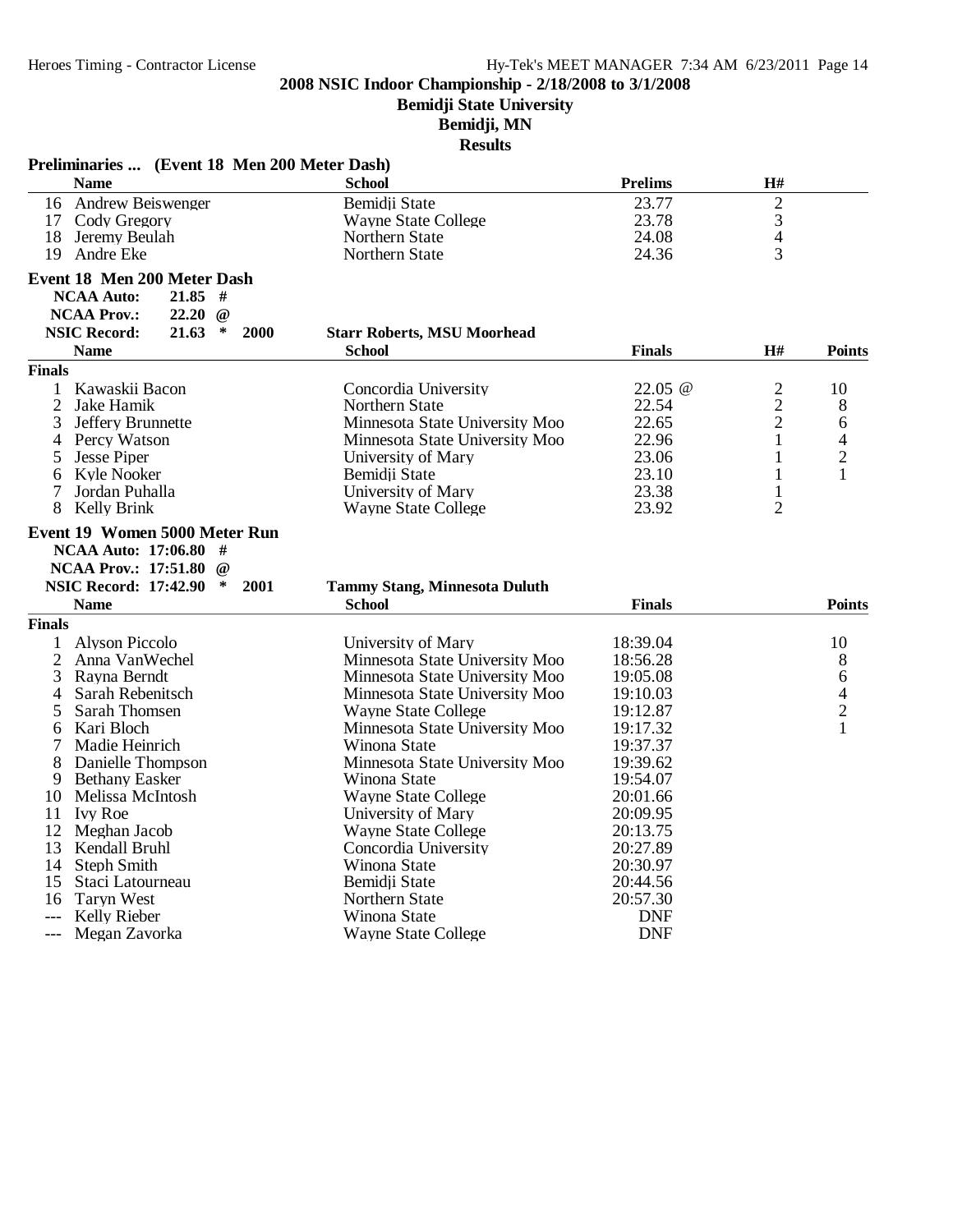## 2008 NSIC Indoor Championship - 2/18/2008 to 3/1/2008

**Bemidji State University**

**Bemidji, MN**

**Results**

### Preliminaries ... (Event 18 Men 200 Meter Dash)

| | Name | School | Prelims | H# |
|---|---|---|---|---|
| 16 | Andrew Beiswenger | Bemidji State | 23.77 | 2 |
| 17 | Cody Gregory | Wayne State College | 23.78 | 3 |
| 18 | Jeremy Beulah | Northern State | 24.08 | 4 |
| 19 | Andre Eke | Northern State | 24.36 | 3 |

### Event 18 Men 200 Meter Dash

**NCAA Auto:** 21.85 #
**NCAA Prov.:** 22.20 @
**NSIC Record:** 21.63 * 2000 **Starr Roberts, MSU Moorhead**

| | Name | School | Finals | H# | Points |
|---|---|---|---|---|---|
| **Finals** | | | | | |
| 1 | Kawaskii Bacon | Concordia University | 22.05 @ | 2 | 10 |
| 2 | Jake Hamik | Northern State | 22.54 | 2 | 8 |
| 3 | Jeffery Brunnette | Minnesota State University Moo | 22.65 | 2 | 6 |
| 4 | Percy Watson | Minnesota State University Moo | 22.96 | 1 | 4 |
| 5 | Jesse Piper | University of Mary | 23.06 | 1 | 2 |
| 6 | Kyle Nooker | Bemidji State | 23.10 | 1 | 1 |
| 7 | Jordan Puhalla | University of Mary | 23.38 | 1 | |
| 8 | Kelly Brink | Wayne State College | 23.92 | 2 | |

### Event 19 Women 5000 Meter Run

**NCAA Auto:** 17:06.80 #
**NCAA Prov.:** 17:51.80 @
**NSIC Record:** 17:42.90 * 2001 **Tammy Stang, Minnesota Duluth**

| | Name | School | Finals | Points |
|---|---|---|---|---|
| **Finals** | | | | |
| 1 | Alyson Piccolo | University of Mary | 18:39.04 | 10 |
| 2 | Anna VanWechel | Minnesota State University Moo | 18:56.28 | 8 |
| 3 | Rayna Berndt | Minnesota State University Moo | 19:05.08 | 6 |
| 4 | Sarah Rebenitsch | Minnesota State University Moo | 19:10.03 | 4 |
| 5 | Sarah Thomsen | Wayne State College | 19:12.87 | 2 |
| 6 | Kari Bloch | Minnesota State University Moo | 19:17.32 | 1 |
| 7 | Madie Heinrich | Winona State | 19:37.37 | |
| 8 | Danielle Thompson | Minnesota State University Moo | 19:39.62 | |
| 9 | Bethany Easker | Winona State | 19:54.07 | |
| 10 | Melissa McIntosh | Wayne State College | 20:01.66 | |
| 11 | Ivy Roe | University of Mary | 20:09.95 | |
| 12 | Meghan Jacob | Wayne State College | 20:13.75 | |
| 13 | Kendall Bruhl | Concordia University | 20:27.89 | |
| 14 | Steph Smith | Winona State | 20:30.97 | |
| 15 | Staci Latourneau | Bemidji State | 20:44.56 | |
| 16 | Taryn West | Northern State | 20:57.30 | |
| --- | Kelly Rieber | Winona State | DNF | |
| --- | Megan Zavorka | Wayne State College | DNF | |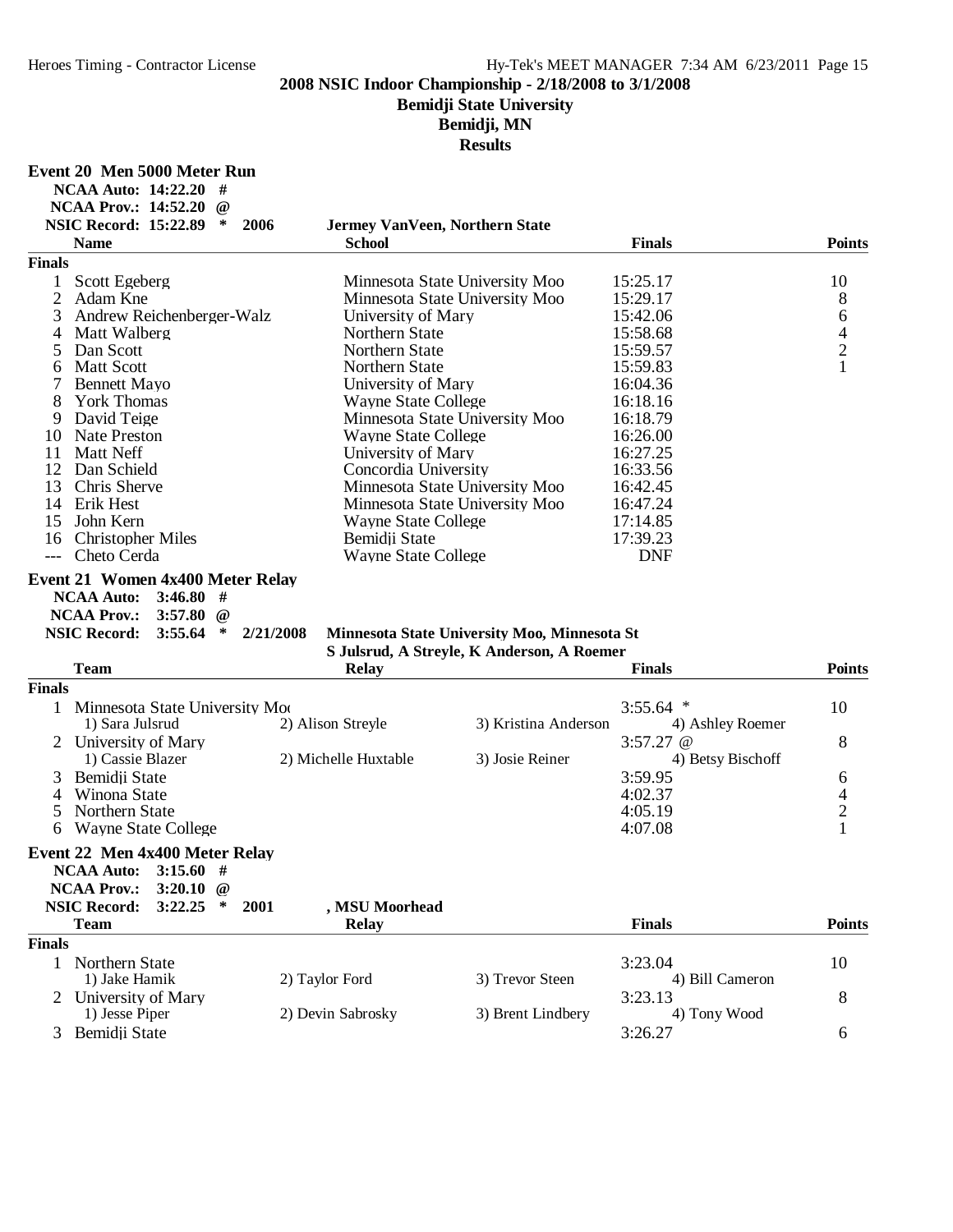# 2008 NSIC Indoor Championship - 2/18/2008 to 3/1/2008

## Bemidji State University

## Bemidji, MN

## Results

### Event 20 Men 5000 Meter Run

**NCAA Auto: 14:22.20 #**
**NCAA Prov.: 14:52.20 @**
**NSIC Record: 15:22.89 * 2006 Jermey VanVeen, Northern State**

| | Name | School | Finals | Points |
|---|---|---|---|---|
| **Finals** | | | | |
| 1 | Scott Egeberg | Minnesota State University Moo | 15:25.17 | 10 |
| 2 | Adam Kne | Minnesota State University Moo | 15:29.17 | 8 |
| 3 | Andrew Reichenberger-Walz | University of Mary | 15:42.06 | 6 |
| 4 | Matt Walberg | Northern State | 15:58.68 | 4 |
| 5 | Dan Scott | Northern State | 15:59.57 | 2 |
| 6 | Matt Scott | Northern State | 15:59.83 | 1 |
| 7 | Bennett Mayo | University of Mary | 16:04.36 | |
| 8 | York Thomas | Wayne State College | 16:18.16 | |
| 9 | David Teige | Minnesota State University Moo | 16:18.79 | |
| 10 | Nate Preston | Wayne State College | 16:26.00 | |
| 11 | Matt Neff | University of Mary | 16:27.25 | |
| 12 | Dan Schield | Concordia University | 16:33.56 | |
| 13 | Chris Sherve | Minnesota State University Moo | 16:42.45 | |
| 14 | Erik Hest | Minnesota State University Moo | 16:47.24 | |
| 15 | John Kern | Wayne State College | 17:14.85 | |
| 16 | Christopher Miles | Bemidji State | 17:39.23 | |
| --- | Cheto Cerda | Wayne State College | DNF | |

### Event 21 Women 4x400 Meter Relay

**NCAA Auto: 3:46.80 #**
**NCAA Prov.: 3:57.80 @**
**NSIC Record: 3:55.64 * 2/21/2008 Minnesota State University Moo, Minnesota St**
**S Julsrud, A Streyle, K Anderson, A Roemer**

| | Team | Relay | Finals | Points |
|---|---|---|---|---|
| **Finals** | | | | |
| 1 | Minnesota State University Moo | | 3:55.64 * | 10 |
| | 1) Sara Julsrud, 2) Alison Streyle, 3) Kristina Anderson, 4) Ashley Roemer | | | |
| 2 | University of Mary | | 3:57.27 @ | 8 |
| | 1) Cassie Blazer, 2) Michelle Huxtable, 3) Josie Reiner, 4) Betsy Bischoff | | | |
| 3 | Bemidji State | | 3:59.95 | 6 |
| 4 | Winona State | | 4:02.37 | 4 |
| 5 | Northern State | | 4:05.19 | 2 |
| 6 | Wayne State College | | 4:07.08 | 1 |

### Event 22 Men 4x400 Meter Relay

**NCAA Auto: 3:15.60 #**
**NCAA Prov.: 3:20.10 @**
**NSIC Record: 3:22.25 * 2001 , MSU Moorhead**

| | Team | Relay | Finals | Points |
|---|---|---|---|---|
| **Finals** | | | | |
| 1 | Northern State | | 3:23.04 | 10 |
| | 1) Jake Hamik, 2) Taylor Ford, 3) Trevor Steen, 4) Bill Cameron | | | |
| 2 | University of Mary | | 3:23.13 | 8 |
| | 1) Jesse Piper, 2) Devin Sabrosky, 3) Brent Lindbery, 4) Tony Wood | | | |
| 3 | Bemidji State | | 3:26.27 | 6 |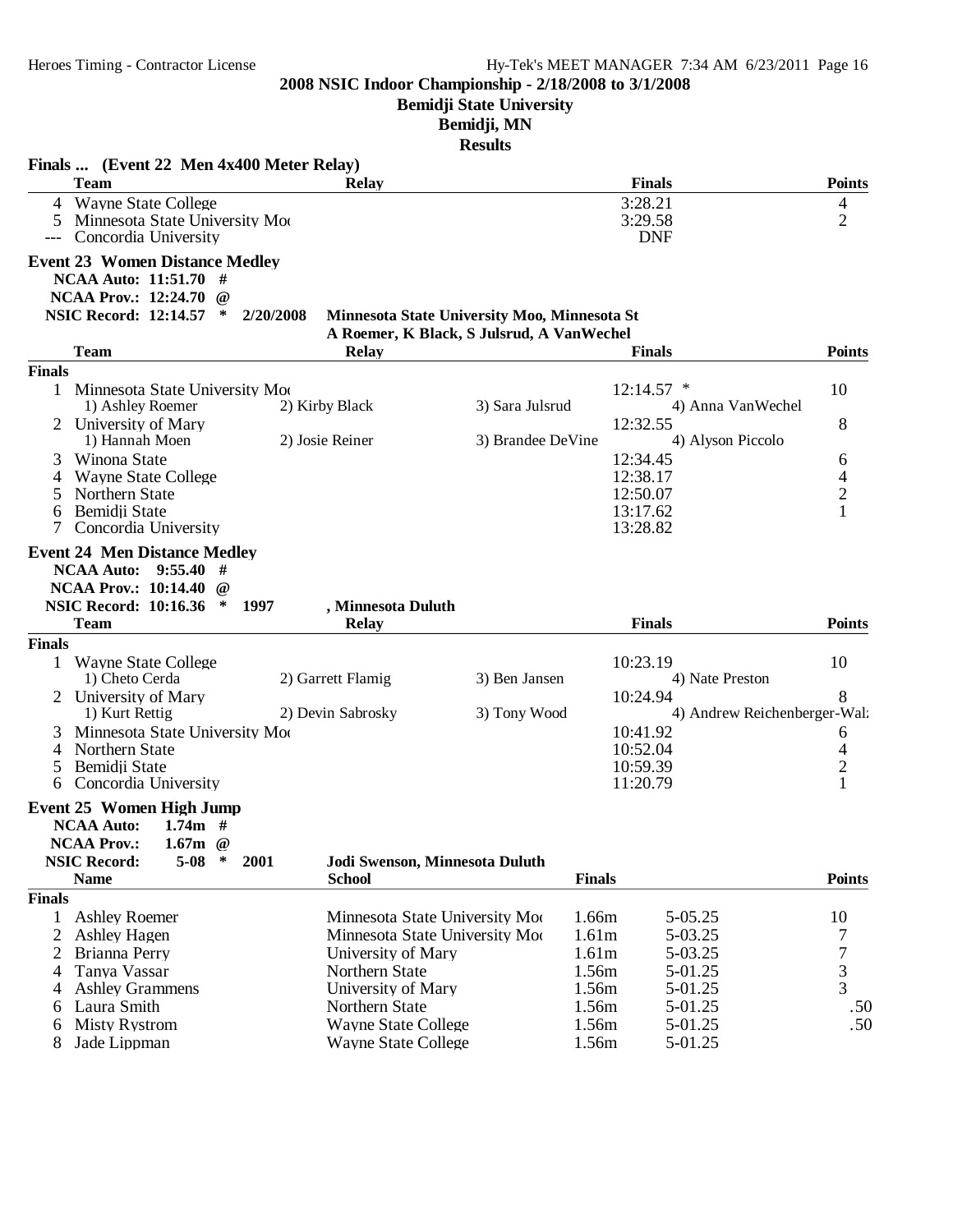Heroes Timing - Contractor License — Hy-Tek's MEET MANAGER 7:34 AM 6/23/2011 Page 16

**2008 NSIC Indoor Championship - 2/18/2008 to 3/1/2008**
**Bemidji State University**
**Bemidji, MN**
**Results**

### Finals ... (Event 22 Men 4x400 Meter Relay)

| | Team | Relay | Finals | Points |
|---|---|---|---|---|
| 4 | Wayne State College | | 3:28.21 | 4 |
| 5 | Minnesota State University Mo | | 3:29.58 | 2 |
| --- | Concordia University | | DNF | |

### Event 23 Women Distance Medley

**NCAA Auto: 11:51.70 #**
**NCAA Prov.: 12:24.70 @**
**NSIC Record: 12:14.57 * 2/20/2008 Minnesota State University Moo, Minnesota St**
**A Roemer, K Black, S Julsrud, A VanWechel**

| | Team | Relay | | Finals | | Points |
|---|---|---|---|---|---|---|
| **Finals** | | | | | | |
| 1 | Minnesota State University Mo | | | 12:14.57 * | | 10 |
| | 1) Ashley Roemer | 2) Kirby Black | 3) Sara Julsrud | | 4) Anna VanWechel | |
| 2 | University of Mary | | | 12:32.55 | | 8 |
| | 1) Hannah Moen | 2) Josie Reiner | 3) Brandee DeVine | | 4) Alyson Piccolo | |
| 3 | Winona State | | | 12:34.45 | | 6 |
| 4 | Wayne State College | | | 12:38.17 | | 4 |
| 5 | Northern State | | | 12:50.07 | | 2 |
| 6 | Bemidji State | | | 13:17.62 | | 1 |
| 7 | Concordia University | | | 13:28.82 | | |

### Event 24 Men Distance Medley

**NCAA Auto: 9:55.40 #**
**NCAA Prov.: 10:14.40 @**
**NSIC Record: 10:16.36 * 1997 , Minnesota Duluth**

| | Team | Relay | | Finals | | Points |
|---|---|---|---|---|---|---|
| **Finals** | | | | | | |
| 1 | Wayne State College | | | 10:23.19 | | 10 |
| | 1) Cheto Cerda | 2) Garrett Flamig | 3) Ben Jansen | | 4) Nate Preston | |
| 2 | University of Mary | | | 10:24.94 | | 8 |
| | 1) Kurt Rettig | 2) Devin Sabrosky | 3) Tony Wood | | 4) Andrew Reichenberger-Wal | |
| 3 | Minnesota State University Mo | | | 10:41.92 | | 6 |
| 4 | Northern State | | | 10:52.04 | | 4 |
| 5 | Bemidji State | | | 10:59.39 | | 2 |
| 6 | Concordia University | | | 11:20.79 | | 1 |

### Event 25 Women High Jump

**NCAA Auto: 1.74m #**
**NCAA Prov.: 1.67m @**
**NSIC Record: 5-08 * 2001 Jodi Swenson, Minnesota Duluth**

| | Name | School | Finals | | Points |
|---|---|---|---|---|---|
| **Finals** | | | | | |
| 1 | Ashley Roemer | Minnesota State University Mo | 1.66m | 5-05.25 | 10 |
| 2 | Ashley Hagen | Minnesota State University Mo | 1.61m | 5-03.25 | 7 |
| 2 | Brianna Perry | University of Mary | 1.61m | 5-03.25 | 7 |
| 4 | Tanya Vassar | Northern State | 1.56m | 5-01.25 | 3 |
| 4 | Ashley Grammens | University of Mary | 1.56m | 5-01.25 | 3 |
| 6 | Laura Smith | Northern State | 1.56m | 5-01.25 | .50 |
| 6 | Misty Rystrom | Wayne State College | 1.56m | 5-01.25 | .50 |
| 8 | Jade Lippman | Wayne State College | 1.56m | 5-01.25 | |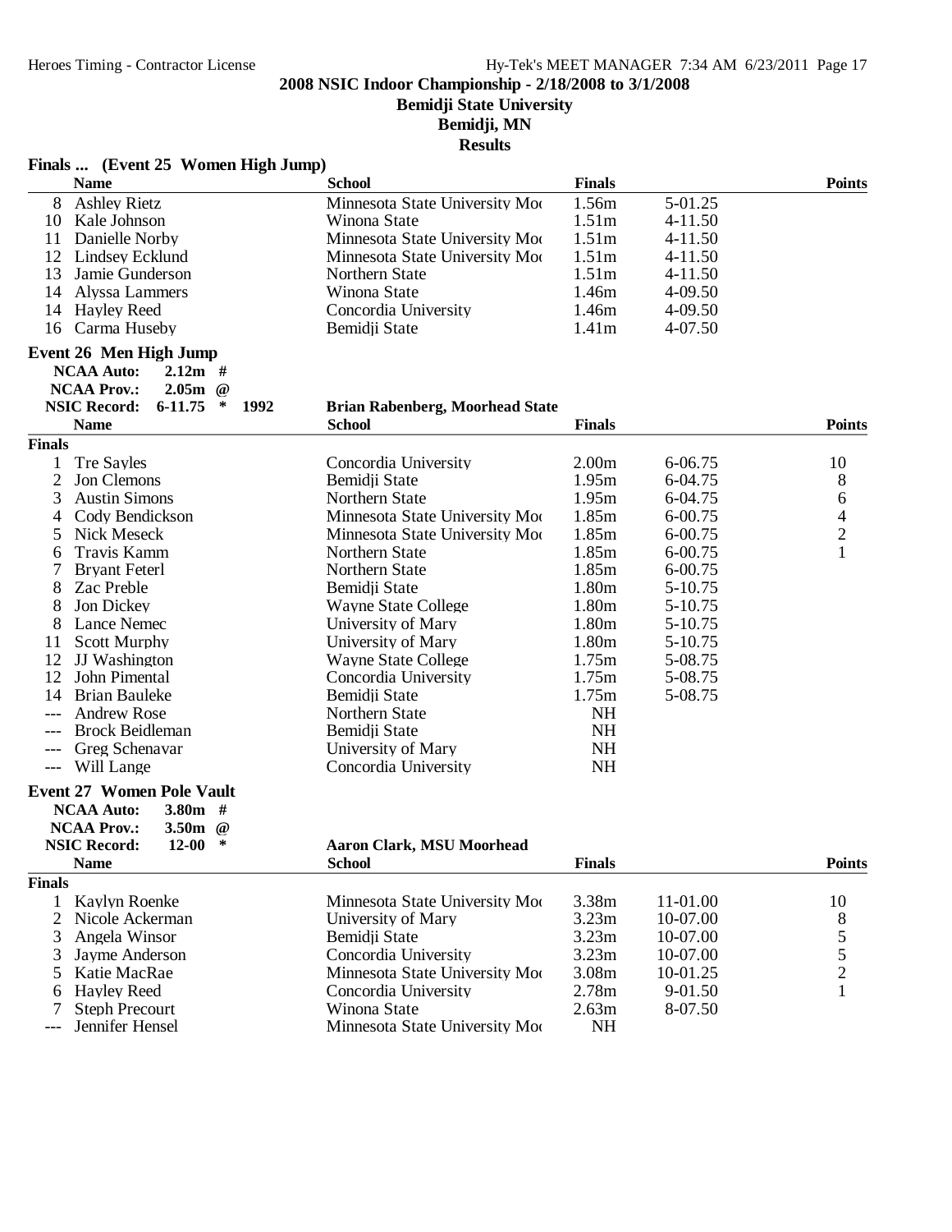## 2008 NSIC Indoor Championship - 2/18/2008 to 3/1/2008

**Bemidji State University**

**Bemidji, MN**

**Results**

### Finals ... (Event 25 Women High Jump)

| | Name | School | Finals | | Points |
|---|---|---|---|---|---|
| 8 | Ashley Rietz | Minnesota State University Moo | 1.56m | 5-01.25 | |
| 10 | Kale Johnson | Winona State | 1.51m | 4-11.50 | |
| 11 | Danielle Norby | Minnesota State University Moo | 1.51m | 4-11.50 | |
| 12 | Lindsey Ecklund | Minnesota State University Moo | 1.51m | 4-11.50 | |
| 13 | Jamie Gunderson | Northern State | 1.51m | 4-11.50 | |
| 14 | Alyssa Lammers | Winona State | 1.46m | 4-09.50 | |
| 14 | Hayley Reed | Concordia University | 1.46m | 4-09.50 | |
| 16 | Carma Huseby | Bemidji State | 1.41m | 4-07.50 | |

### Event 26 Men High Jump

**NCAA Auto: 2.12m #**
**NCAA Prov.: 2.05m @**
**NSIC Record: 6-11.75 * 1992 Brian Rabenberg, Moorhead State**

| | Name | School | Finals | | Points |
|---|---|---|---|---|---|
| **Finals** | | | | | |
| 1 | Tre Sayles | Concordia University | 2.00m | 6-06.75 | 10 |
| 2 | Jon Clemons | Bemidji State | 1.95m | 6-04.75 | 8 |
| 3 | Austin Simons | Northern State | 1.95m | 6-04.75 | 6 |
| 4 | Cody Bendickson | Minnesota State University Moo | 1.85m | 6-00.75 | 4 |
| 5 | Nick Meseck | Minnesota State University Moo | 1.85m | 6-00.75 | 2 |
| 6 | Travis Kamm | Northern State | 1.85m | 6-00.75 | 1 |
| 7 | Bryant Feterl | Northern State | 1.85m | 6-00.75 | |
| 8 | Zac Preble | Bemidji State | 1.80m | 5-10.75 | |
| 8 | Jon Dickey | Wayne State College | 1.80m | 5-10.75 | |
| 8 | Lance Nemec | University of Mary | 1.80m | 5-10.75 | |
| 11 | Scott Murphy | University of Mary | 1.80m | 5-10.75 | |
| 12 | JJ Washington | Wayne State College | 1.75m | 5-08.75 | |
| 12 | John Pimental | Concordia University | 1.75m | 5-08.75 | |
| 14 | Brian Bauleke | Bemidji State | 1.75m | 5-08.75 | |
| --- | Andrew Rose | Northern State | NH | | |
| --- | Brock Beidleman | Bemidji State | NH | | |
| --- | Greg Schenavar | University of Mary | NH | | |
| --- | Will Lange | Concordia University | NH | | |

### Event 27 Women Pole Vault

**NCAA Auto: 3.80m #**
**NCAA Prov.: 3.50m @**
**NSIC Record: 12-00 * Aaron Clark, MSU Moorhead**

| | Name | School | Finals | | Points |
|---|---|---|---|---|---|
| **Finals** | | | | | |
| 1 | Kaylyn Roenke | Minnesota State University Moo | 3.38m | 11-01.00 | 10 |
| 2 | Nicole Ackerman | University of Mary | 3.23m | 10-07.00 | 8 |
| 3 | Angela Winsor | Bemidji State | 3.23m | 10-07.00 | 5 |
| 3 | Jayme Anderson | Concordia University | 3.23m | 10-07.00 | 5 |
| 5 | Katie MacRae | Minnesota State University Moo | 3.08m | 10-01.25 | 2 |
| 6 | Hayley Reed | Concordia University | 2.78m | 9-01.50 | 1 |
| 7 | Steph Precourt | Winona State | 2.63m | 8-07.50 | |
| --- | Jennifer Hensel | Minnesota State University Moo | NH | | |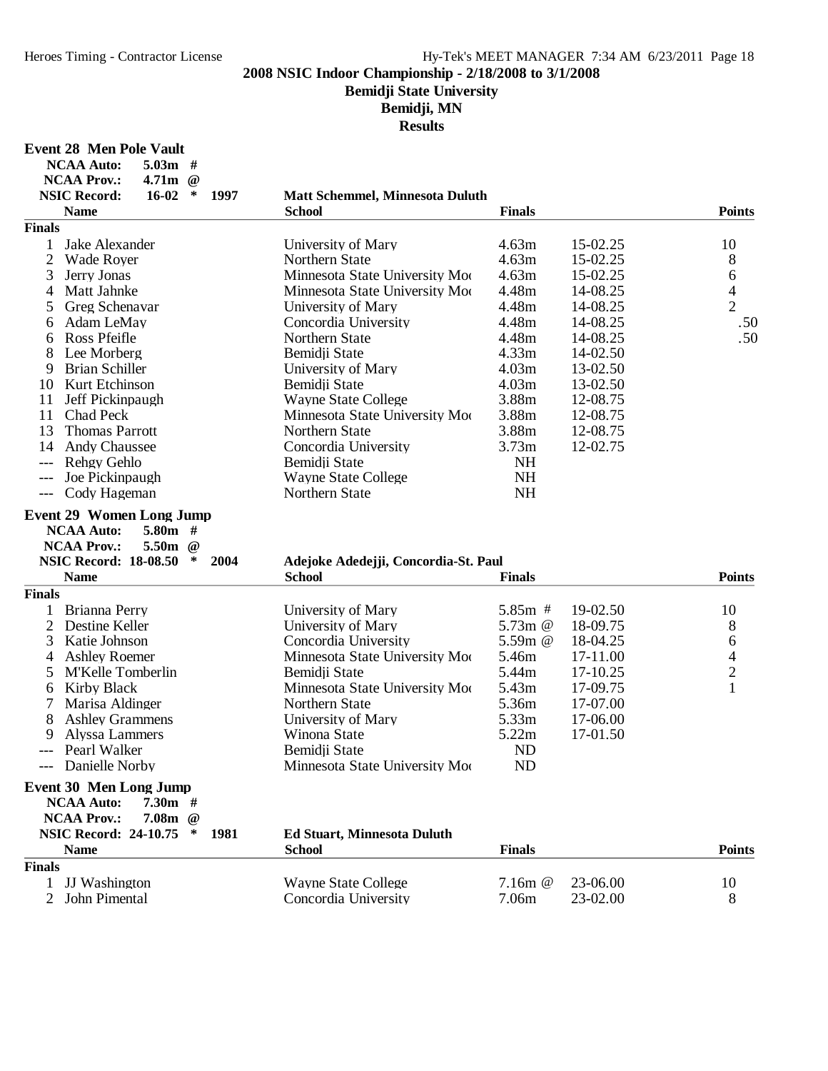**2008 NSIC Indoor Championship - 2/18/2008 to 3/1/2008**

**Bemidji State University**

**Bemidji, MN**

**Results**

### Event 28 Men Pole Vault

NCAA Auto: 5.03m #
NCAA Prov.: 4.71m @
NSIC Record: 16-02 * 1997 Matt Schemmel, Minnesota Duluth

| | Name | School | Finals | | Points |
|---|---|---|---|---|---|
| **Finals** | | | | | |
| 1 | Jake Alexander | University of Mary | 4.63m | 15-02.25 | 10 |
| 2 | Wade Royer | Northern State | 4.63m | 15-02.25 | 8 |
| 3 | Jerry Jonas | Minnesota State University Moo | 4.63m | 15-02.25 | 6 |
| 4 | Matt Jahnke | Minnesota State University Moo | 4.48m | 14-08.25 | 4 |
| 5 | Greg Schenavar | University of Mary | 4.48m | 14-08.25 | 2 |
| 6 | Adam LeMay | Concordia University | 4.48m | 14-08.25 | .50 |
| 6 | Ross Pfeifle | Northern State | 4.48m | 14-08.25 | .50 |
| 8 | Lee Morberg | Bemidji State | 4.33m | 14-02.50 | |
| 9 | Brian Schiller | University of Mary | 4.03m | 13-02.50 | |
| 10 | Kurt Etchinson | Bemidji State | 4.03m | 13-02.50 | |
| 11 | Jeff Pickinpaugh | Wayne State College | 3.88m | 12-08.75 | |
| 11 | Chad Peck | Minnesota State University Moo | 3.88m | 12-08.75 | |
| 13 | Thomas Parrott | Northern State | 3.88m | 12-08.75 | |
| 14 | Andy Chaussee | Concordia University | 3.73m | 12-02.75 | |
| --- | Rehgy Gehlo | Bemidji State | NH | | |
| --- | Joe Pickinpaugh | Wayne State College | NH | | |
| --- | Cody Hageman | Northern State | NH | | |

### Event 29 Women Long Jump

NCAA Auto: 5.80m #
NCAA Prov.: 5.50m @
NSIC Record: 18-08.50 * 2004 Adejoke Adedejji, Concordia-St. Paul

| | Name | School | Finals | | Points |
|---|---|---|---|---|---|
| **Finals** | | | | | |
| 1 | Brianna Perry | University of Mary | 5.85m # | 19-02.50 | 10 |
| 2 | Destine Keller | University of Mary | 5.73m @ | 18-09.75 | 8 |
| 3 | Katie Johnson | Concordia University | 5.59m @ | 18-04.25 | 6 |
| 4 | Ashley Roemer | Minnesota State University Moo | 5.46m | 17-11.00 | 4 |
| 5 | M'Kelle Tomberlin | Bemidji State | 5.44m | 17-10.25 | 2 |
| 6 | Kirby Black | Minnesota State University Moo | 5.43m | 17-09.75 | 1 |
| 7 | Marisa Aldinger | Northern State | 5.36m | 17-07.00 | |
| 8 | Ashley Grammens | University of Mary | 5.33m | 17-06.00 | |
| 9 | Alyssa Lammers | Winona State | 5.22m | 17-01.50 | |
| --- | Pearl Walker | Bemidji State | ND | | |
| --- | Danielle Norby | Minnesota State University Moo | ND | | |

### Event 30 Men Long Jump

NCAA Auto: 7.30m #
NCAA Prov.: 7.08m @
NSIC Record: 24-10.75 * 1981 Ed Stuart, Minnesota Duluth

| | Name | School | Finals | | Points |
|---|---|---|---|---|---|
| **Finals** | | | | | |
| 1 | JJ Washington | Wayne State College | 7.16m @ | 23-06.00 | 10 |
| 2 | John Pimental | Concordia University | 7.06m | 23-02.00 | 8 |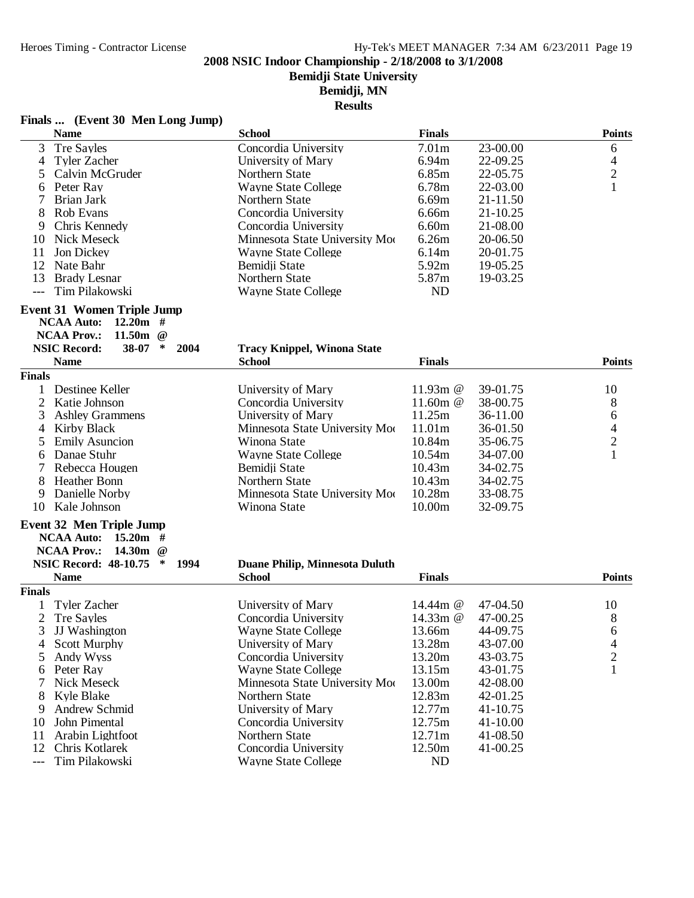## 2008 NSIC Indoor Championship - 2/18/2008 to 3/1/2008

**Bemidji State University**

**Bemidji, MN**

**Results**

### Finals ... (Event 30 Men Long Jump)

| | Name | School | Finals | | Points |
|---|---|---|---|---|---|
| 3 | Tre Sayles | Concordia University | 7.01m | 23-00.00 | 6 |
| 4 | Tyler Zacher | University of Mary | 6.94m | 22-09.25 | 4 |
| 5 | Calvin McGruder | Northern State | 6.85m | 22-05.75 | 2 |
| 6 | Peter Ray | Wayne State College | 6.78m | 22-03.00 | 1 |
| 7 | Brian Jark | Northern State | 6.69m | 21-11.50 | |
| 8 | Rob Evans | Concordia University | 6.66m | 21-10.25 | |
| 9 | Chris Kennedy | Concordia University | 6.60m | 21-08.00 | |
| 10 | Nick Meseck | Minnesota State University Moo | 6.26m | 20-06.50 | |
| 11 | Jon Dickey | Wayne State College | 6.14m | 20-01.75 | |
| 12 | Nate Bahr | Bemidji State | 5.92m | 19-05.25 | |
| 13 | Brady Lesnar | Northern State | 5.87m | 19-03.25 | |
| --- | Tim Pilakowski | Wayne State College | ND | | |

### Event 31 Women Triple Jump

**NCAA Auto: 12.20m #**
**NCAA Prov.: 11.50m @**
**NSIC Record: 38-07 * 2004 Tracy Knippel, Winona State**

| | Name | School | Finals | | Points |
|---|---|---|---|---|---|
| **Finals** | | | | | |
| 1 | Destinee Keller | University of Mary | 11.93m @ | 39-01.75 | 10 |
| 2 | Katie Johnson | Concordia University | 11.60m @ | 38-00.75 | 8 |
| 3 | Ashley Grammens | University of Mary | 11.25m | 36-11.00 | 6 |
| 4 | Kirby Black | Minnesota State University Moo | 11.01m | 36-01.50 | 4 |
| 5 | Emily Asuncion | Winona State | 10.84m | 35-06.75 | 2 |
| 6 | Danae Stuhr | Wayne State College | 10.54m | 34-07.00 | 1 |
| 7 | Rebecca Hougen | Bemidji State | 10.43m | 34-02.75 | |
| 8 | Heather Bonn | Northern State | 10.43m | 34-02.75 | |
| 9 | Danielle Norby | Minnesota State University Moo | 10.28m | 33-08.75 | |
| 10 | Kale Johnson | Winona State | 10.00m | 32-09.75 | |

### Event 32 Men Triple Jump

**NCAA Auto: 15.20m #**
**NCAA Prov.: 14.30m @**
**NSIC Record: 48-10.75 * 1994 Duane Philip, Minnesota Duluth**

| | Name | School | Finals | | Points |
|---|---|---|---|---|---|
| **Finals** | | | | | |
| 1 | Tyler Zacher | University of Mary | 14.44m @ | 47-04.50 | 10 |
| 2 | Tre Sayles | Concordia University | 14.33m @ | 47-00.25 | 8 |
| 3 | JJ Washington | Wayne State College | 13.66m | 44-09.75 | 6 |
| 4 | Scott Murphy | University of Mary | 13.28m | 43-07.00 | 4 |
| 5 | Andy Wyss | Concordia University | 13.20m | 43-03.75 | 2 |
| 6 | Peter Ray | Wayne State College | 13.15m | 43-01.75 | 1 |
| 7 | Nick Meseck | Minnesota State University Moo | 13.00m | 42-08.00 | |
| 8 | Kyle Blake | Northern State | 12.83m | 42-01.25 | |
| 9 | Andrew Schmid | University of Mary | 12.77m | 41-10.75 | |
| 10 | John Pimental | Concordia University | 12.75m | 41-10.00 | |
| 11 | Arabin Lightfoot | Northern State | 12.71m | 41-08.50 | |
| 12 | Chris Kotlarek | Concordia University | 12.50m | 41-00.25 | |
| --- | Tim Pilakowski | Wayne State College | ND | | |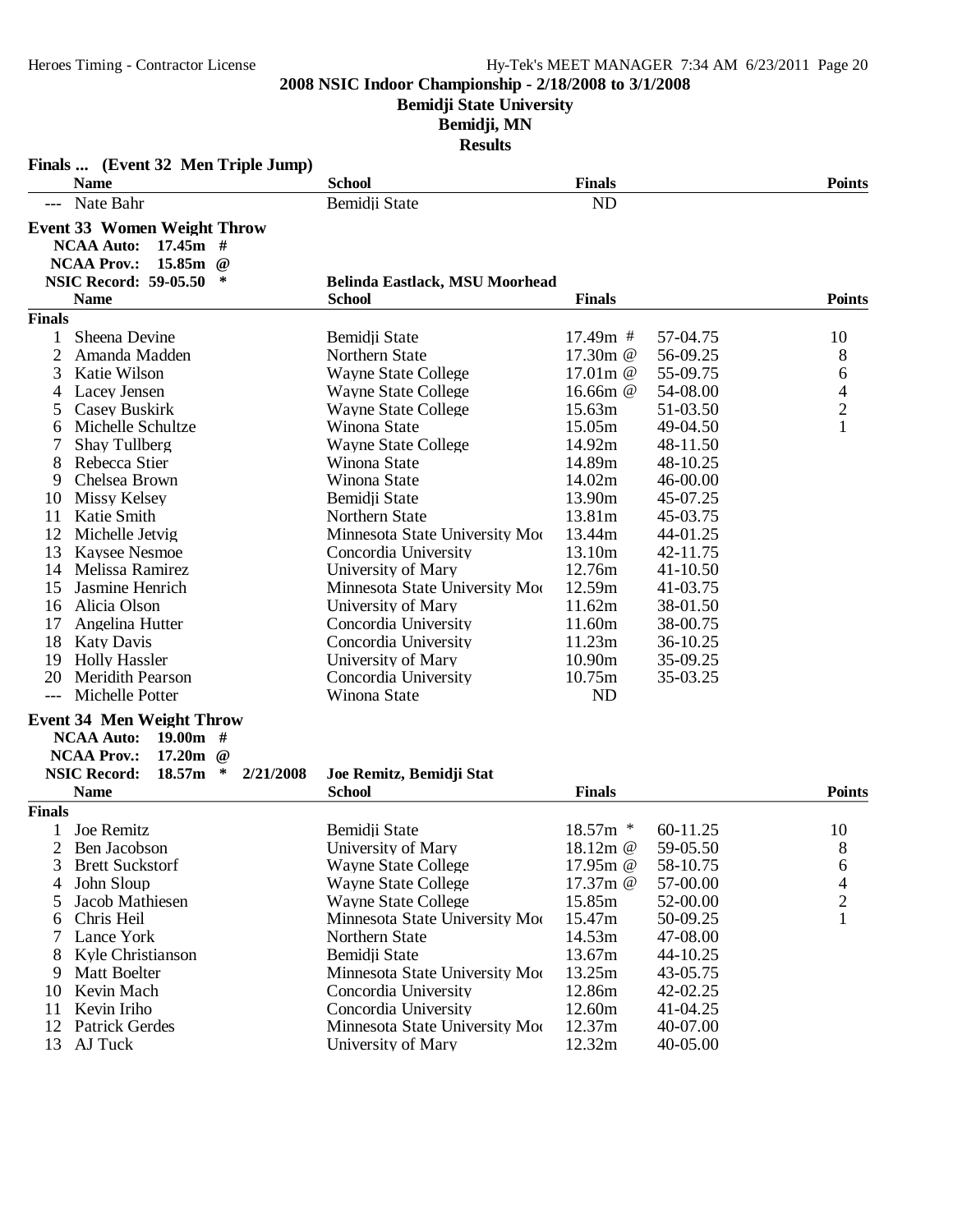# 2008 NSIC Indoor Championship - 2/18/2008 to 3/1/2008

## Bemidji State University

## Bemidji, MN

## Results

### Finals ... (Event 32 Men Triple Jump)

| | Name | School | Finals | | Points |
|---|---|---|---|---|---|
| --- | Nate Bahr | Bemidji State | ND | | |

### Event 33 Women Weight Throw

NCAA Auto: 17.45m #
NCAA Prov.: 15.85m @
NSIC Record: 59-05.50 * Belinda Eastlack, MSU Moorhead

| | Name | School | Finals | | Points |
|---|---|---|---|---|---|
| **Finals** | | | | | |
| 1 | Sheena Devine | Bemidji State | 17.49m # | 57-04.75 | 10 |
| 2 | Amanda Madden | Northern State | 17.30m @ | 56-09.25 | 8 |
| 3 | Katie Wilson | Wayne State College | 17.01m @ | 55-09.75 | 6 |
| 4 | Lacey Jensen | Wayne State College | 16.66m @ | 54-08.00 | 4 |
| 5 | Casey Buskirk | Wayne State College | 15.63m | 51-03.50 | 2 |
| 6 | Michelle Schultze | Winona State | 15.05m | 49-04.50 | 1 |
| 7 | Shay Tullberg | Wayne State College | 14.92m | 48-11.50 | |
| 8 | Rebecca Stier | Winona State | 14.89m | 48-10.25 | |
| 9 | Chelsea Brown | Winona State | 14.02m | 46-00.00 | |
| 10 | Missy Kelsey | Bemidji State | 13.90m | 45-07.25 | |
| 11 | Katie Smith | Northern State | 13.81m | 45-03.75 | |
| 12 | Michelle Jetvig | Minnesota State University Moo | 13.44m | 44-01.25 | |
| 13 | Kaysee Nesmoe | Concordia University | 13.10m | 42-11.75 | |
| 14 | Melissa Ramirez | University of Mary | 12.76m | 41-10.50 | |
| 15 | Jasmine Henrich | Minnesota State University Moo | 12.59m | 41-03.75 | |
| 16 | Alicia Olson | University of Mary | 11.62m | 38-01.50 | |
| 17 | Angelina Hutter | Concordia University | 11.60m | 38-00.75 | |
| 18 | Katy Davis | Concordia University | 11.23m | 36-10.25 | |
| 19 | Holly Hassler | University of Mary | 10.90m | 35-09.25 | |
| 20 | Meridith Pearson | Concordia University | 10.75m | 35-03.25 | |
| --- | Michelle Potter | Winona State | ND | | |

### Event 34 Men Weight Throw

NCAA Auto: 19.00m #
NCAA Prov.: 17.20m @
NSIC Record: 18.57m * 2/21/2008 Joe Remitz, Bemidji Stat

| | Name | School | Finals | | Points |
|---|---|---|---|---|---|
| **Finals** | | | | | |
| 1 | Joe Remitz | Bemidji State | 18.57m * | 60-11.25 | 10 |
| 2 | Ben Jacobson | University of Mary | 18.12m @ | 59-05.50 | 8 |
| 3 | Brett Suckstorf | Wayne State College | 17.95m @ | 58-10.75 | 6 |
| 4 | John Sloup | Wayne State College | 17.37m @ | 57-00.00 | 4 |
| 5 | Jacob Mathiesen | Wayne State College | 15.85m | 52-00.00 | 2 |
| 6 | Chris Heil | Minnesota State University Moo | 15.47m | 50-09.25 | 1 |
| 7 | Lance York | Northern State | 14.53m | 47-08.00 | |
| 8 | Kyle Christianson | Bemidji State | 13.67m | 44-10.25 | |
| 9 | Matt Boelter | Minnesota State University Moo | 13.25m | 43-05.75 | |
| 10 | Kevin Mach | Concordia University | 12.86m | 42-02.25 | |
| 11 | Kevin Iriho | Concordia University | 12.60m | 41-04.25 | |
| 12 | Patrick Gerdes | Minnesota State University Moo | 12.37m | 40-07.00 | |
| 13 | AJ Tuck | University of Mary | 12.32m | 40-05.00 | |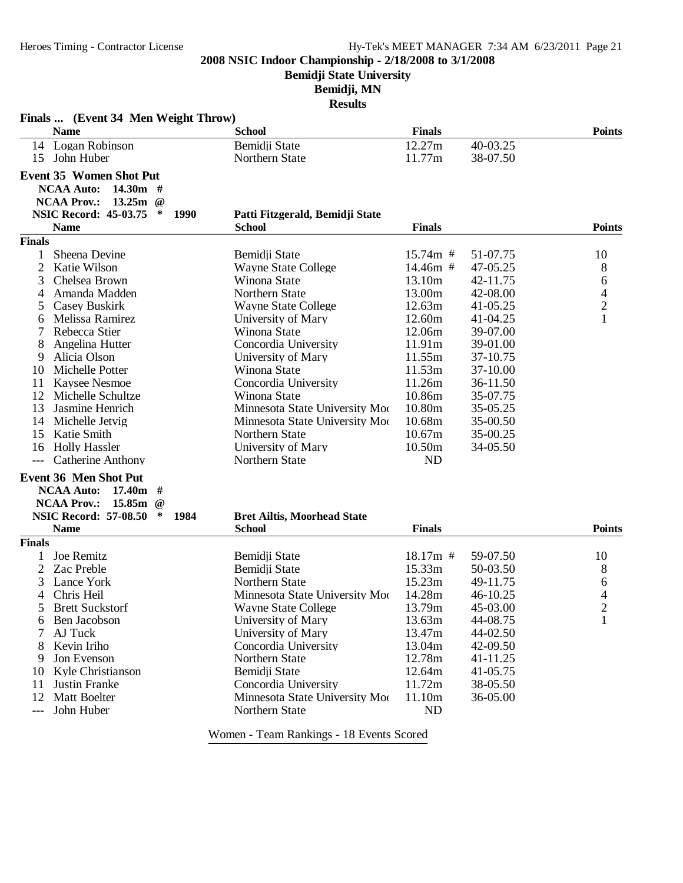**2008 NSIC Indoor Championship - 2/18/2008 to 3/1/2008**

**Bemidji State University**

**Bemidji, MN**

**Results**

### Finals ... (Event 34 Men Weight Throw)

| | Name | School | Finals | | Points |
|---|---|---|---|---|---|
| 14 | Logan Robinson | Bemidji State | 12.27m | 40-03.25 | |
| 15 | John Huber | Northern State | 11.77m | 38-07.50 | |

### Event 35 Women Shot Put

**NCAA Auto: 14.30m #**

**NCAA Prov.: 13.25m @**

**NSIC Record: 45-03.75 * 1990 Patti Fitzgerald, Bemidji State**

| | Name | School | Finals | | Points |
|---|---|---|---|---|---|
| **Finals** | | | | | |
| 1 | Sheena Devine | Bemidji State | 15.74m # | 51-07.75 | 10 |
| 2 | Katie Wilson | Wayne State College | 14.46m # | 47-05.25 | 8 |
| 3 | Chelsea Brown | Winona State | 13.10m | 42-11.75 | 6 |
| 4 | Amanda Madden | Northern State | 13.00m | 42-08.00 | 4 |
| 5 | Casey Buskirk | Wayne State College | 12.63m | 41-05.25 | 2 |
| 6 | Melissa Ramirez | University of Mary | 12.60m | 41-04.25 | 1 |
| 7 | Rebecca Stier | Winona State | 12.06m | 39-07.00 | |
| 8 | Angelina Hutter | Concordia University | 11.91m | 39-01.00 | |
| 9 | Alicia Olson | University of Mary | 11.55m | 37-10.75 | |
| 10 | Michelle Potter | Winona State | 11.53m | 37-10.00 | |
| 11 | Kaysee Nesmoe | Concordia University | 11.26m | 36-11.50 | |
| 12 | Michelle Schultze | Winona State | 10.86m | 35-07.75 | |
| 13 | Jasmine Henrich | Minnesota State University Moo | 10.80m | 35-05.25 | |
| 14 | Michelle Jetvig | Minnesota State University Moo | 10.68m | 35-00.50 | |
| 15 | Katie Smith | Northern State | 10.67m | 35-00.25 | |
| 16 | Holly Hassler | University of Mary | 10.50m | 34-05.50 | |
| --- | Catherine Anthony | Northern State | ND | | |

### Event 36 Men Shot Put

**NCAA Auto: 17.40m #**

**NCAA Prov.: 15.85m @**

**NSIC Record: 57-08.50 * 1984 Bret Ailtis, Moorhead State**

| | Name | School | Finals | | Points |
|---|---|---|---|---|---|
| **Finals** | | | | | |
| 1 | Joe Remitz | Bemidji State | 18.17m # | 59-07.50 | 10 |
| 2 | Zac Preble | Bemidji State | 15.33m | 50-03.50 | 8 |
| 3 | Lance York | Northern State | 15.23m | 49-11.75 | 6 |
| 4 | Chris Heil | Minnesota State University Moo | 14.28m | 46-10.25 | 4 |
| 5 | Brett Suckstorf | Wayne State College | 13.79m | 45-03.00 | 2 |
| 6 | Ben Jacobson | University of Mary | 13.63m | 44-08.75 | 1 |
| 7 | AJ Tuck | University of Mary | 13.47m | 44-02.50 | |
| 8 | Kevin Iriho | Concordia University | 13.04m | 42-09.50 | |
| 9 | Jon Evenson | Northern State | 12.78m | 41-11.25 | |
| 10 | Kyle Christianson | Bemidji State | 12.64m | 41-05.75 | |
| 11 | Justin Franke | Concordia University | 11.72m | 38-05.50 | |
| 12 | Matt Boelter | Minnesota State University Moo | 11.10m | 36-05.00 | |
| --- | John Huber | Northern State | ND | | |

Women - Team Rankings - 18 Events Scored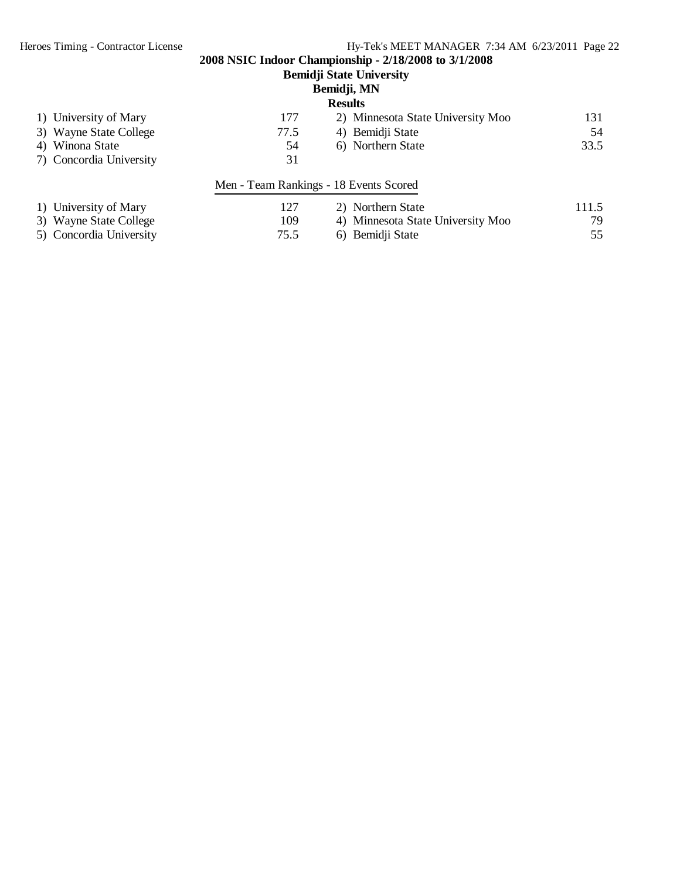2008 NSIC Indoor Championship - 2/18/2008 to 3/1/2008

Bemidji State University

Bemidji, MN

Results

| | | | |
|---|---|---|---|
| 1) University of Mary | 177 | 2) Minnesota State University Moo | 131 |
| 3) Wayne State College | 77.5 | 4) Bemidji State | 54 |
| 4) Winona State | 54 | 6) Northern State | 33.5 |
| 7) Concordia University | 31 | | |

## Men - Team Rankings - 18 Events Scored

| | | | |
|---|---|---|---|
| 1) University of Mary | 127 | 2) Northern State | 111.5 |
| 3) Wayne State College | 109 | 4) Minnesota State University Moo | 79 |
| 5) Concordia University | 75.5 | 6) Bemidji State | 55 |